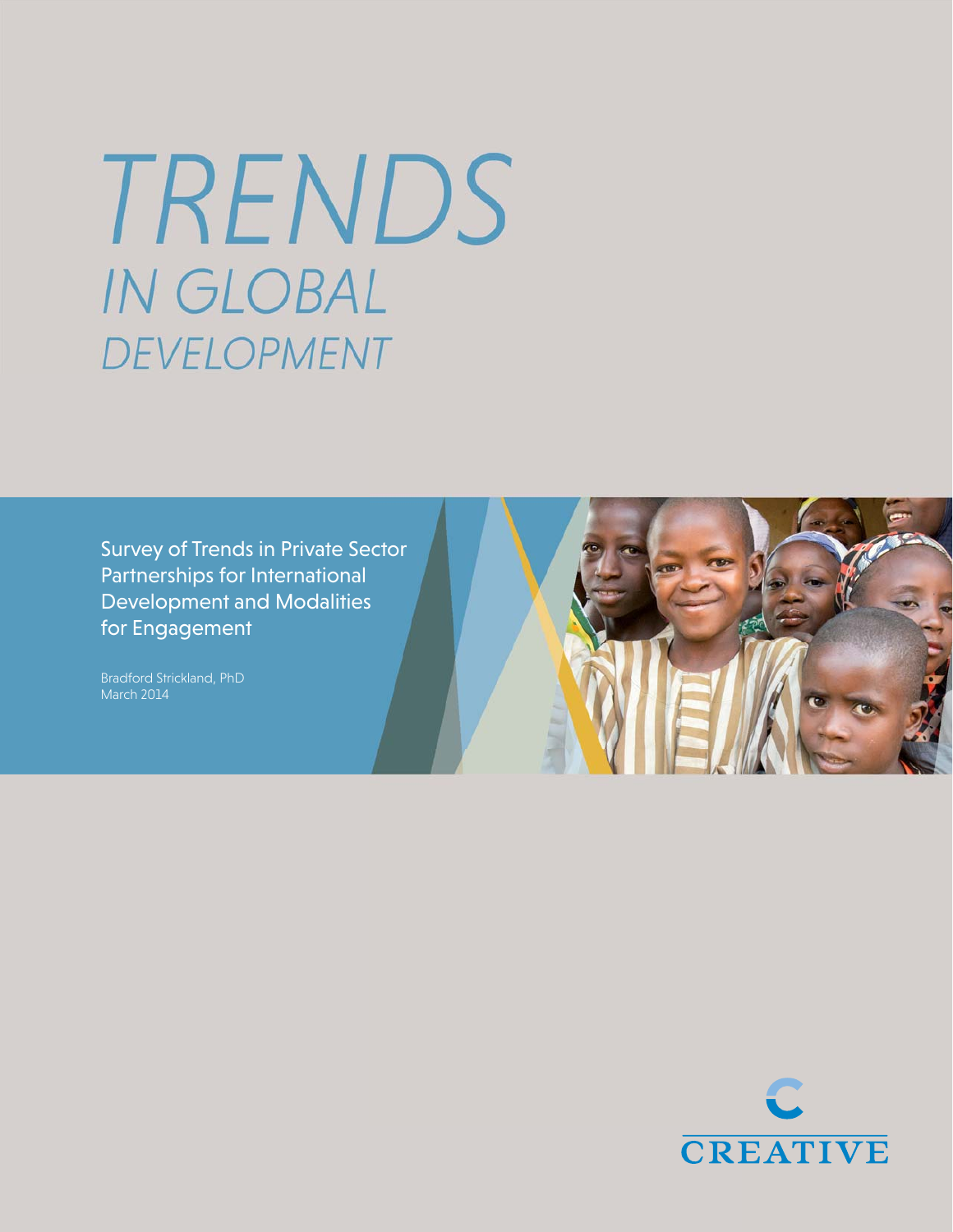# TRENDS
## IN GLOBAL DEVELOPMENT

Survey of Trends in Private Sector Partnerships for International Development and Modalities for Engagement

Bradford Strickland, PhD
March 2014

CREATIVE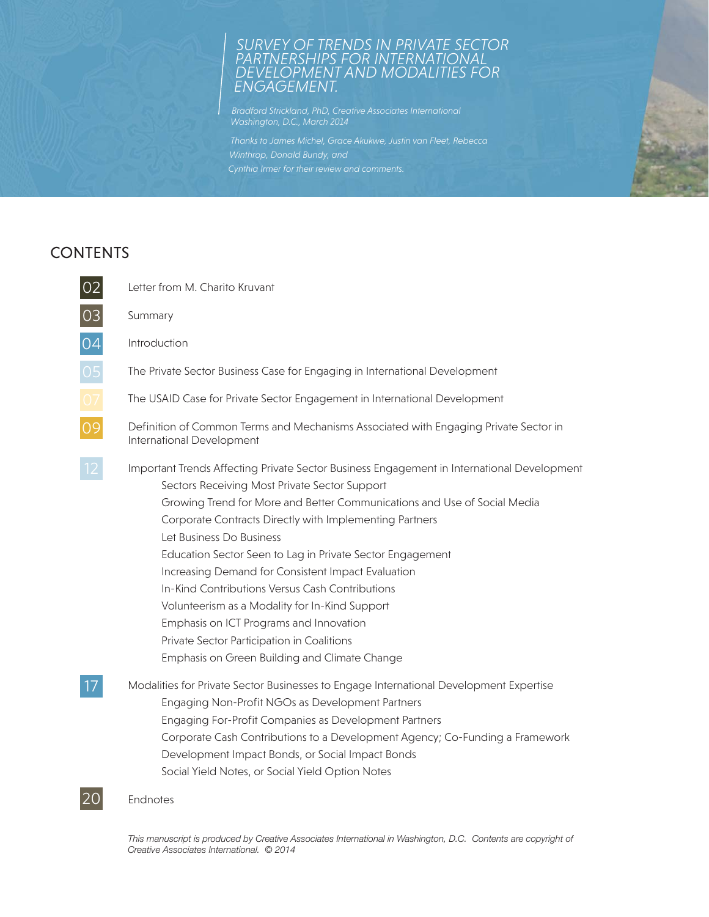# *SURVEY OF TRENDS IN PRIVATE SECTOR PARTNERSHIPS FOR INTERNATIONAL DEVELOPMENT AND MODALITIES FOR ENGAGEMENT.*

*Bradford Strickland, PhD, Creative Associates International*
*Washington, D.C., March 2014*

*Thanks to James Michel, Grace Akukwe, Justin van Fleet, Rebecca Winthrop, Donald Bundy, and Cynthia Irmer for their review and comments.*

## CONTENTS

- 02 Letter from M. Charito Kruvant
- 03 Summary
- 04 Introduction
- 05 The Private Sector Business Case for Engaging in International Development
- 07 The USAID Case for Private Sector Engagement in International Development
- 09 Definition of Common Terms and Mechanisms Associated with Engaging Private Sector in International Development
- 12 Important Trends Affecting Private Sector Business Engagement in International Development
  - Sectors Receiving Most Private Sector Support
  - Growing Trend for More and Better Communications and Use of Social Media
  - Corporate Contracts Directly with Implementing Partners
  - Let Business Do Business
  - Education Sector Seen to Lag in Private Sector Engagement
  - Increasing Demand for Consistent Impact Evaluation
  - In-Kind Contributions Versus Cash Contributions
  - Volunteerism as a Modality for In-Kind Support
  - Emphasis on ICT Programs and Innovation
  - Private Sector Participation in Coalitions
  - Emphasis on Green Building and Climate Change
- 17 Modalities for Private Sector Businesses to Engage International Development Expertise
  - Engaging Non-Profit NGOs as Development Partners
  - Engaging For-Profit Companies as Development Partners
  - Corporate Cash Contributions to a Development Agency; Co-Funding a Framework
  - Development Impact Bonds, or Social Impact Bonds
  - Social Yield Notes, or Social Yield Option Notes
- 20 Endnotes

*This manuscript is produced by Creative Associates International in Washington, D.C. Contents are copyright of Creative Associates International. © 2014*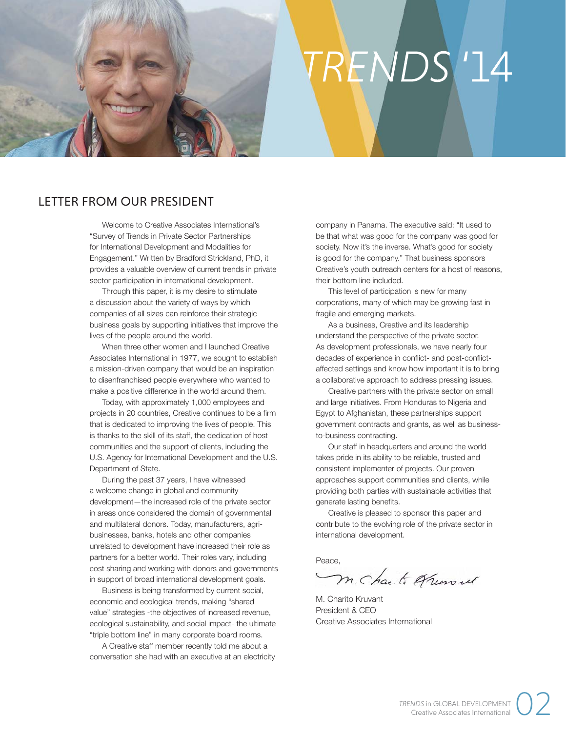# TRENDS '14

## LETTER FROM OUR PRESIDENT

Welcome to Creative Associates International's "Survey of Trends in Private Sector Partnerships for International Development and Modalities for Engagement." Written by Bradford Strickland, PhD, it provides a valuable overview of current trends in private sector participation in international development.

Through this paper, it is my desire to stimulate a discussion about the variety of ways by which companies of all sizes can reinforce their strategic business goals by supporting initiatives that improve the lives of the people around the world.

When three other women and I launched Creative Associates International in 1977, we sought to establish a mission-driven company that would be an inspiration to disenfranchised people everywhere who wanted to make a positive difference in the world around them.

Today, with approximately 1,000 employees and projects in 20 countries, Creative continues to be a firm that is dedicated to improving the lives of people. This is thanks to the skill of its staff, the dedication of host communities and the support of clients, including the U.S. Agency for International Development and the U.S. Department of State.

During the past 37 years, I have witnessed a welcome change in global and community development—the increased role of the private sector in areas once considered the domain of governmental and multilateral donors. Today, manufacturers, agri-businesses, banks, hotels and other companies unrelated to development have increased their role as partners for a better world. Their roles vary, including cost sharing and working with donors and governments in support of broad international development goals.

Business is being transformed by current social, economic and ecological trends, making "shared value" strategies -the objectives of increased revenue, ecological sustainability, and social impact- the ultimate "triple bottom line" in many corporate board rooms.

A Creative staff member recently told me about a conversation she had with an executive at an electricity company in Panama. The executive said: "It used to be that what was good for the company was good for society. Now it's the inverse. What's good for society is good for the company." That business sponsors Creative's youth outreach centers for a host of reasons, their bottom line included.

This level of participation is new for many corporations, many of which may be growing fast in fragile and emerging markets.

As a business, Creative and its leadership understand the perspective of the private sector. As development professionals, we have nearly four decades of experience in conflict- and post-conflict-affected settings and know how important it is to bring a collaborative approach to address pressing issues.

Creative partners with the private sector on small and large initiatives. From Honduras to Nigeria and Egypt to Afghanistan, these partnerships support government contracts and grants, as well as business-to-business contracting.

Our staff in headquarters and around the world takes pride in its ability to be reliable, trusted and consistent implementer of projects. Our proven approaches support communities and clients, while providing both parties with sustainable activities that generate lasting benefits.

Creative is pleased to sponsor this paper and contribute to the evolving role of the private sector in international development.

Peace,

M. Charito Kruvant
President & CEO
Creative Associates International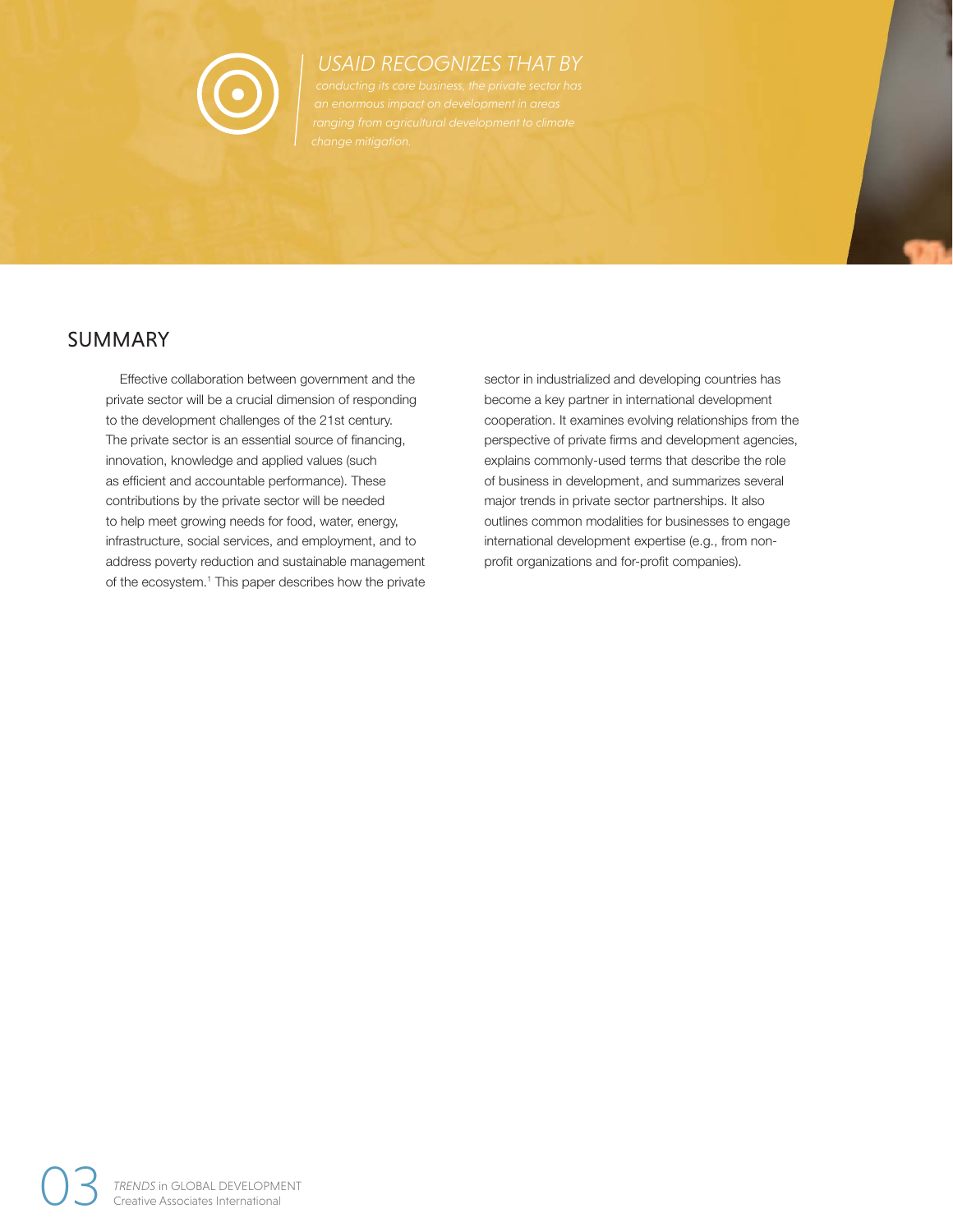*USAID RECOGNIZES THAT BY conducting its core business, the private sector has an enormous impact on development in areas ranging from agricultural development to climate change mitigation.*

## SUMMARY

Effective collaboration between government and the private sector will be a crucial dimension of responding to the development challenges of the 21st century. The private sector is an essential source of financing, innovation, knowledge and applied values (such as efficient and accountable performance). These contributions by the private sector will be needed to help meet growing needs for food, water, energy, infrastructure, social services, and employment, and to address poverty reduction and sustainable management of the ecosystem.[1] This paper describes how the private sector in industrialized and developing countries has become a key partner in international development cooperation. It examines evolving relationships from the perspective of private firms and development agencies, explains commonly-used terms that describe the role of business in development, and summarizes several major trends in private sector partnerships. It also outlines common modalities for businesses to engage international development expertise (e.g., from non-profit organizations and for-profit companies).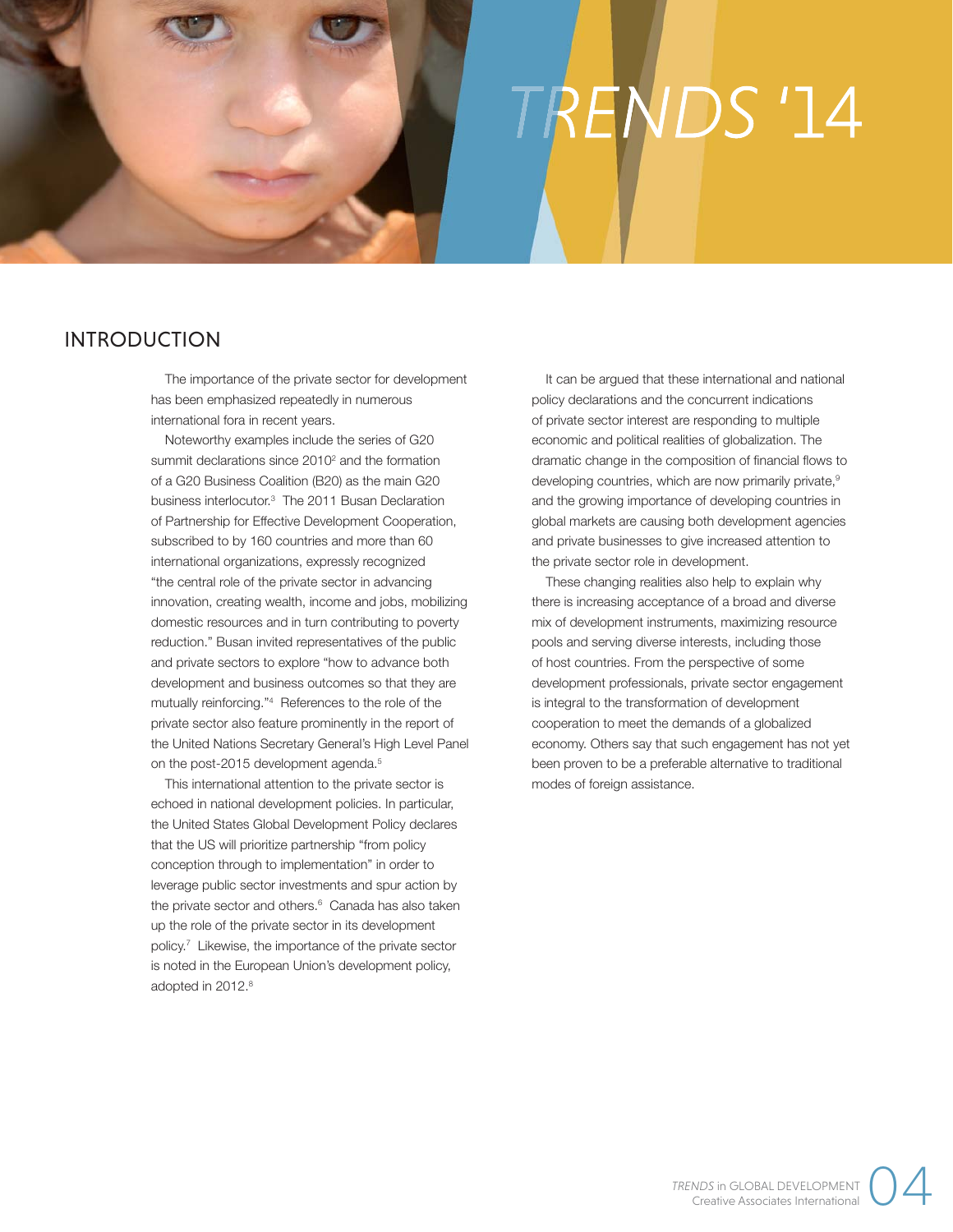# TRENDS '14

## INTRODUCTION

The importance of the private sector for development has been emphasized repeatedly in numerous international fora in recent years.

Noteworthy examples include the series of G20 summit declarations since 2010[2] and the formation of a G20 Business Coalition (B20) as the main G20 business interlocutor.[3] The 2011 Busan Declaration of Partnership for Effective Development Cooperation, subscribed to by 160 countries and more than 60 international organizations, expressly recognized "the central role of the private sector in advancing innovation, creating wealth, income and jobs, mobilizing domestic resources and in turn contributing to poverty reduction." Busan invited representatives of the public and private sectors to explore "how to advance both development and business outcomes so that they are mutually reinforcing."[4] References to the role of the private sector also feature prominently in the report of the United Nations Secretary General's High Level Panel on the post-2015 development agenda.[5]

This international attention to the private sector is echoed in national development policies. In particular, the United States Global Development Policy declares that the US will prioritize partnership "from policy conception through to implementation" in order to leverage public sector investments and spur action by the private sector and others.[6] Canada has also taken up the role of the private sector in its development policy.[7] Likewise, the importance of the private sector is noted in the European Union's development policy, adopted in 2012.[8]

It can be argued that these international and national policy declarations and the concurrent indications of private sector interest are responding to multiple economic and political realities of globalization. The dramatic change in the composition of financial flows to developing countries, which are now primarily private,[9] and the growing importance of developing countries in global markets are causing both development agencies and private businesses to give increased attention to the private sector role in development.

These changing realities also help to explain why there is increasing acceptance of a broad and diverse mix of development instruments, maximizing resource pools and serving diverse interests, including those of host countries. From the perspective of some development professionals, private sector engagement is integral to the transformation of development cooperation to meet the demands of a globalized economy. Others say that such engagement has not yet been proven to be a preferable alternative to traditional modes of foreign assistance.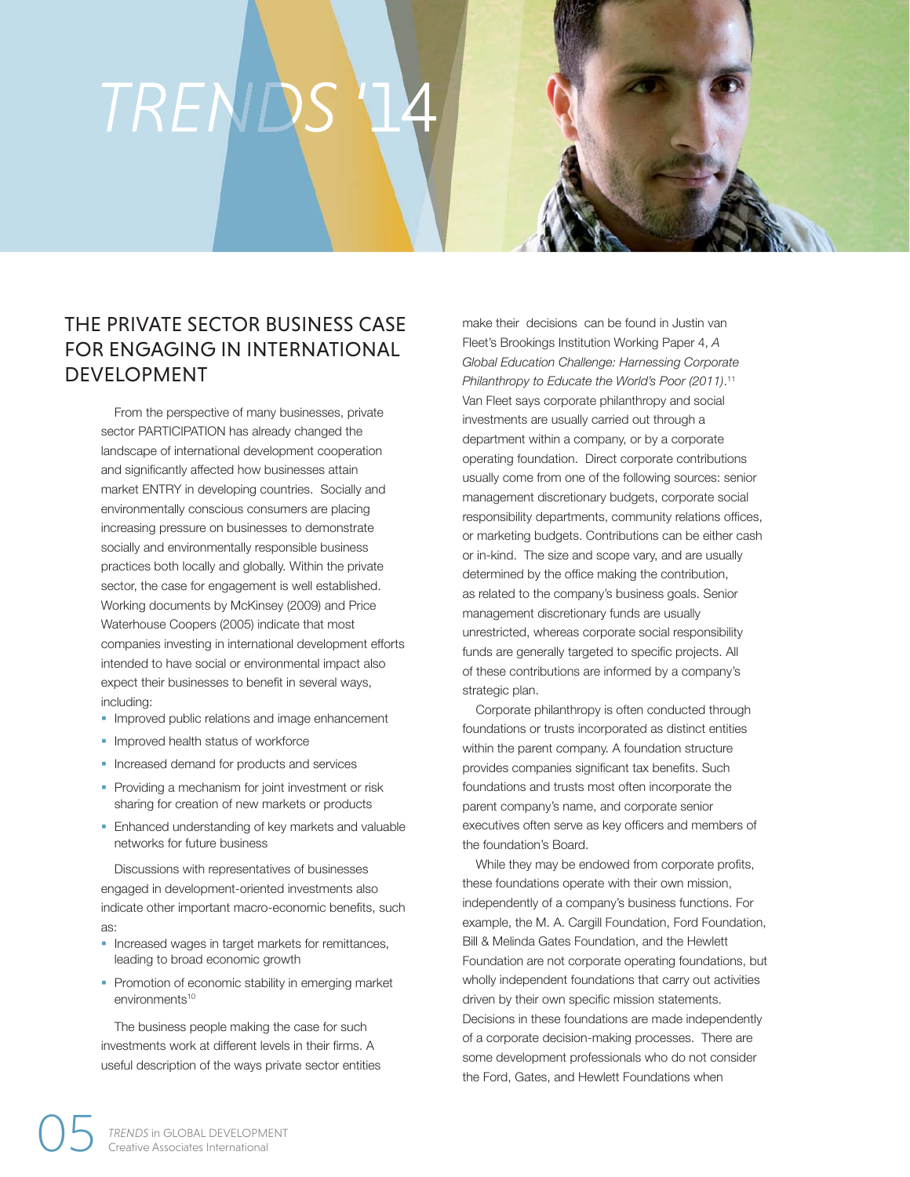## THE PRIVATE SECTOR BUSINESS CASE FOR ENGAGING IN INTERNATIONAL DEVELOPMENT

From the perspective of many businesses, private sector PARTICIPATION has already changed the landscape of international development cooperation and significantly affected how businesses attain market ENTRY in developing countries. Socially and environmentally conscious consumers are placing increasing pressure on businesses to demonstrate socially and environmentally responsible business practices both locally and globally. Within the private sector, the case for engagement is well established. Working documents by McKinsey (2009) and Price Waterhouse Coopers (2005) indicate that most companies investing in international development efforts intended to have social or environmental impact also expect their businesses to benefit in several ways, including:

- Improved public relations and image enhancement
- Improved health status of workforce
- Increased demand for products and services
- Providing a mechanism for joint investment or risk sharing for creation of new markets or products
- Enhanced understanding of key markets and valuable networks for future business

Discussions with representatives of businesses engaged in development-oriented investments also indicate other important macro-economic benefits, such as:

- Increased wages in target markets for remittances, leading to broad economic growth
- Promotion of economic stability in emerging market environments[10]

The business people making the case for such investments work at different levels in their firms. A useful description of the ways private sector entities make their decisions can be found in Justin van Fleet's Brookings Institution Working Paper 4, *A Global Education Challenge: Harnessing Corporate Philanthropy to Educate the World's Poor (2011)*.[11] Van Fleet says corporate philanthropy and social investments are usually carried out through a department within a company, or by a corporate operating foundation. Direct corporate contributions usually come from one of the following sources: senior management discretionary budgets, corporate social responsibility departments, community relations offices, or marketing budgets. Contributions can be either cash or in-kind. The size and scope vary, and are usually determined by the office making the contribution, as related to the company's business goals. Senior management discretionary funds are usually unrestricted, whereas corporate social responsibility funds are generally targeted to specific projects. All of these contributions are informed by a company's strategic plan.

Corporate philanthropy is often conducted through foundations or trusts incorporated as distinct entities within the parent company. A foundation structure provides companies significant tax benefits. Such foundations and trusts most often incorporate the parent company's name, and corporate senior executives often serve as key officers and members of the foundation's Board.

While they may be endowed from corporate profits, these foundations operate with their own mission, independently of a company's business functions. For example, the M. A. Cargill Foundation, Ford Foundation, Bill & Melinda Gates Foundation, and the Hewlett Foundation are not corporate operating foundations, but wholly independent foundations that carry out activities driven by their own specific mission statements. Decisions in these foundations are made independently of a corporate decision-making processes. There are some development professionals who do not consider the Ford, Gates, and Hewlett Foundations when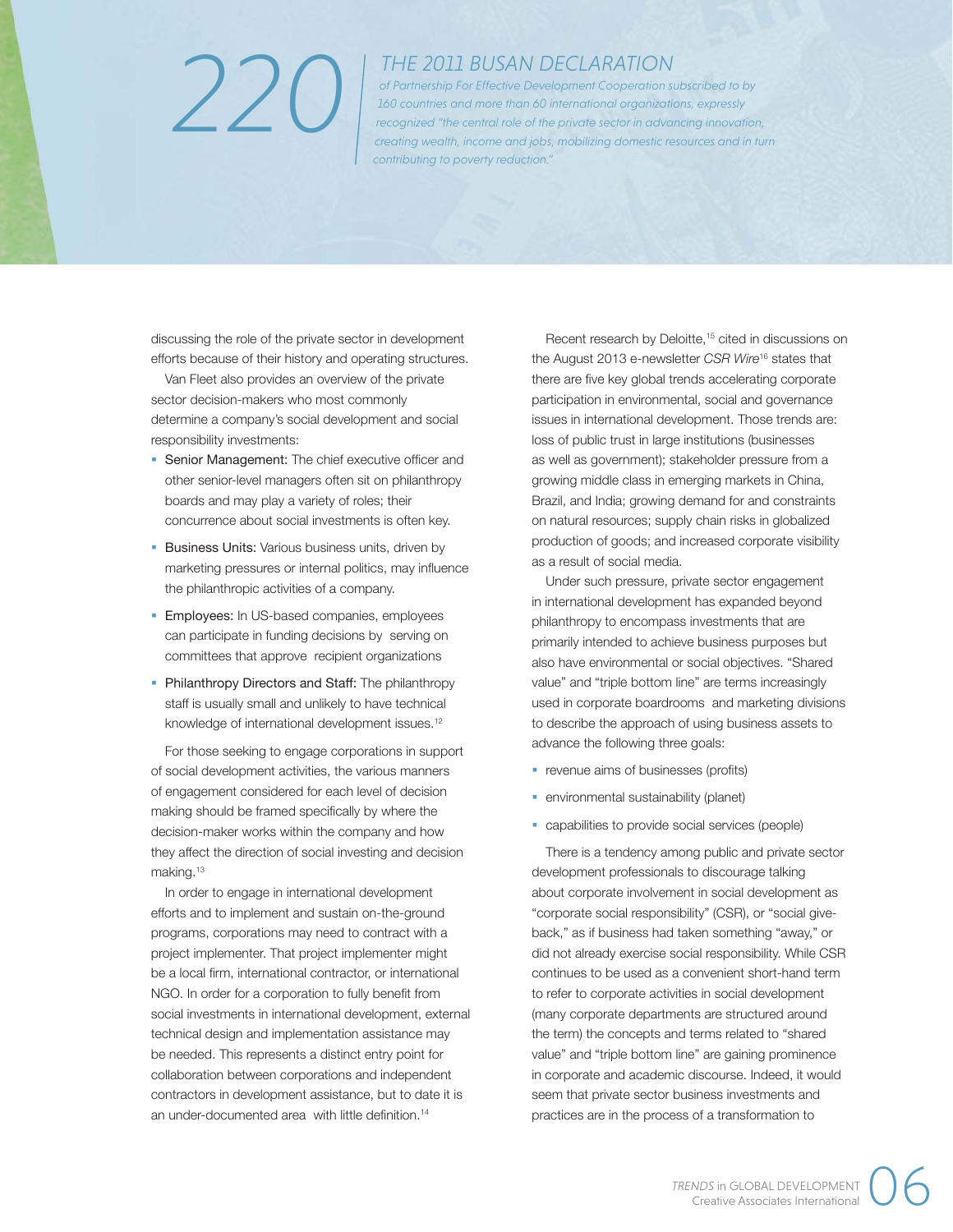220

*THE 2011 BUSAN DECLARATION of Partnership For Effective Development Cooperation subscribed to by 160 countries and more than 60 international organizations, expressly recognized "the central role of the private sector in advancing innovation, creating wealth, income and jobs, mobilizing domestic resources and in turn contributing to poverty reduction."*

discussing the role of the private sector in development efforts because of their history and operating structures.

Van Fleet also provides an overview of the private sector decision-makers who most commonly determine a company's social development and social responsibility investments:

- Senior Management: The chief executive officer and other senior-level managers often sit on philanthropy boards and may play a variety of roles; their concurrence about social investments is often key.
- Business Units: Various business units, driven by marketing pressures or internal politics, may influence the philanthropic activities of a company.
- Employees: In US-based companies, employees can participate in funding decisions by serving on committees that approve recipient organizations
- Philanthropy Directors and Staff: The philanthropy staff is usually small and unlikely to have technical knowledge of international development issues.[12]

For those seeking to engage corporations in support of social development activities, the various manners of engagement considered for each level of decision making should be framed specifically by where the decision-maker works within the company and how they affect the direction of social investing and decision making.[13]

In order to engage in international development efforts and to implement and sustain on-the-ground programs, corporations may need to contract with a project implementer. That project implementer might be a local firm, international contractor, or international NGO. In order for a corporation to fully benefit from social investments in international development, external technical design and implementation assistance may be needed. This represents a distinct entry point for collaboration between corporations and independent contractors in development assistance, but to date it is an under-documented area with little definition.[14]

Recent research by Deloitte,[15] cited in discussions on the August 2013 e-newsletter *CSR Wire*[16] states that there are five key global trends accelerating corporate participation in environmental, social and governance issues in international development. Those trends are: loss of public trust in large institutions (businesses as well as government); stakeholder pressure from a growing middle class in emerging markets in China, Brazil, and India; growing demand for and constraints on natural resources; supply chain risks in globalized production of goods; and increased corporate visibility as a result of social media.

Under such pressure, private sector engagement in international development has expanded beyond philanthropy to encompass investments that are primarily intended to achieve business purposes but also have environmental or social objectives. "Shared value" and "triple bottom line" are terms increasingly used in corporate boardrooms and marketing divisions to describe the approach of using business assets to advance the following three goals:

- revenue aims of businesses (profits)
- environmental sustainability (planet)
- capabilities to provide social services (people)

There is a tendency among public and private sector development professionals to discourage talking about corporate involvement in social development as "corporate social responsibility" (CSR), or "social give-back," as if business had taken something "away," or did not already exercise social responsibility. While CSR continues to be used as a convenient short-hand term to refer to corporate activities in social development (many corporate departments are structured around the term) the concepts and terms related to "shared value" and "triple bottom line" are gaining prominence in corporate and academic discourse. Indeed, it would seem that private sector business investments and practices are in the process of a transformation to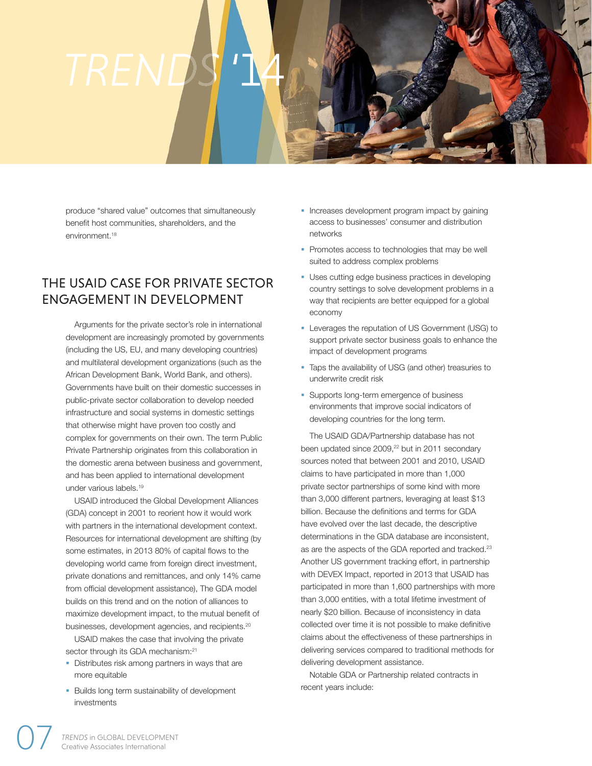produce "shared value" outcomes that simultaneously benefit host communities, shareholders, and the environment.[18]

## THE USAID CASE FOR PRIVATE SECTOR ENGAGEMENT IN DEVELOPMENT

Arguments for the private sector's role in international development are increasingly promoted by governments (including the US, EU, and many developing countries) and multilateral development organizations (such as the African Development Bank, World Bank, and others). Governments have built on their domestic successes in public-private sector collaboration to develop needed infrastructure and social systems in domestic settings that otherwise might have proven too costly and complex for governments on their own. The term Public Private Partnership originates from this collaboration in the domestic arena between business and government, and has been applied to international development under various labels.[19]

USAID introduced the Global Development Alliances (GDA) concept in 2001 to reorient how it would work with partners in the international development context. Resources for international development are shifting (by some estimates, in 2013 80% of capital flows to the developing world came from foreign direct investment, private donations and remittances, and only 14% came from official development assistance), The GDA model builds on this trend and on the notion of alliances to maximize development impact, to the mutual benefit of businesses, development agencies, and recipients.[20]

USAID makes the case that involving the private sector through its GDA mechanism:[21]

- Distributes risk among partners in ways that are more equitable
- Builds long term sustainability of development investments
- Increases development program impact by gaining access to businesses' consumer and distribution networks
- Promotes access to technologies that may be well suited to address complex problems
- Uses cutting edge business practices in developing country settings to solve development problems in a way that recipients are better equipped for a global economy
- Leverages the reputation of US Government (USG) to support private sector business goals to enhance the impact of development programs
- Taps the availability of USG (and other) treasuries to underwrite credit risk
- Supports long-term emergence of business environments that improve social indicators of developing countries for the long term.

The USAID GDA/Partnership database has not been updated since 2009,[22] but in 2011 secondary sources noted that between 2001 and 2010, USAID claims to have participated in more than 1,000 private sector partnerships of some kind with more than 3,000 different partners, leveraging at least $13 billion. Because the definitions and terms for GDA have evolved over the last decade, the descriptive determinations in the GDA database are inconsistent, as are the aspects of the GDA reported and tracked.[23] Another US government tracking effort, in partnership with DEVEX Impact, reported in 2013 that USAID has participated in more than 1,600 partnerships with more than 3,000 entities, with a total lifetime investment of nearly $20 billion. Because of inconsistency in data collected over time it is not possible to make definitive claims about the effectiveness of these partnerships in delivering services compared to traditional methods for delivering development assistance.

Notable GDA or Partnership related contracts in recent years include: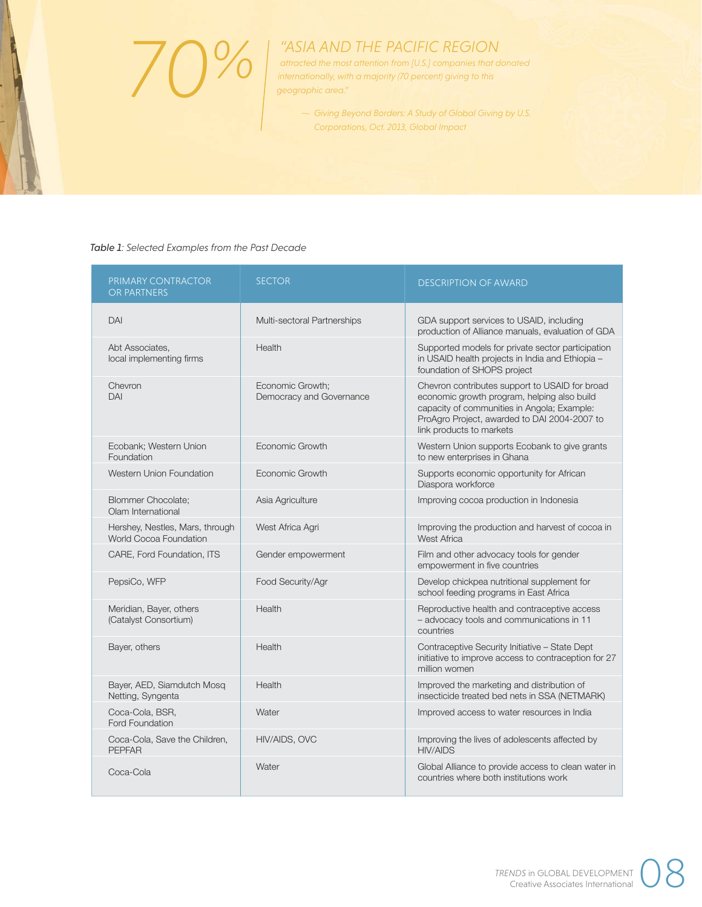70%

*"ASIA AND THE PACIFIC REGION attracted the most attention from [U.S.] companies that donated internationally, with a majority (70 percent) giving to this geographic area."*

— *Giving Beyond Borders: A Study of Global Giving by U.S. Corporations, Oct. 2013, Global Impact*

*Table 1: Selected Examples from the Past Decade*

| PRIMARY CONTRACTOR OR PARTNERS | SECTOR | DESCRIPTION OF AWARD |
|---|---|---|
| DAI | Multi-sectoral Partnerships | GDA support services to USAID, including production of Alliance manuals, evaluation of GDA |
| Abt Associates, local implementing firms | Health | Supported models for private sector participation in USAID health projects in India and Ethiopia – foundation of SHOPS project |
| Chevron DAI | Economic Growth; Democracy and Governance | Chevron contributes support to USAID for broad economic growth program, helping also build capacity of communities in Angola; Example: ProAgro Project, awarded to DAI 2004-2007 to link products to markets |
| Ecobank; Western Union Foundation | Economic Growth | Western Union supports Ecobank to give grants to new enterprises in Ghana |
| Western Union Foundation | Economic Growth | Supports economic opportunity for African Diaspora workforce |
| Blommer Chocolate; Olam International | Asia Agriculture | Improving cocoa production in Indonesia |
| Hershey, Nestles, Mars, through World Cocoa Foundation | West Africa Agri | Improving the production and harvest of cocoa in West Africa |
| CARE, Ford Foundation, ITS | Gender empowerment | Film and other advocacy tools for gender empowerment in five countries |
| PepsiCo, WFP | Food Security/Agr | Develop chickpea nutritional supplement for school feeding programs in East Africa |
| Meridian, Bayer, others (Catalyst Consortium) | Health | Reproductive health and contraceptive access – advocacy tools and communications in 11 countries |
| Bayer, others | Health | Contraceptive Security Initiative – State Dept initiative to improve access to contraception for 27 million women |
| Bayer, AED, Siamdutch Mosq Netting, Syngenta | Health | Improved the marketing and distribution of insecticide treated bed nets in SSA (NETMARK) |
| Coca-Cola, BSR, Ford Foundation | Water | Improved access to water resources in India |
| Coca-Cola, Save the Children, PEPFAR | HIV/AIDS, OVC | Improving the lives of adolescents affected by HIV/AIDS |
| Coca-Cola | Water | Global Alliance to provide access to clean water in countries where both institutions work |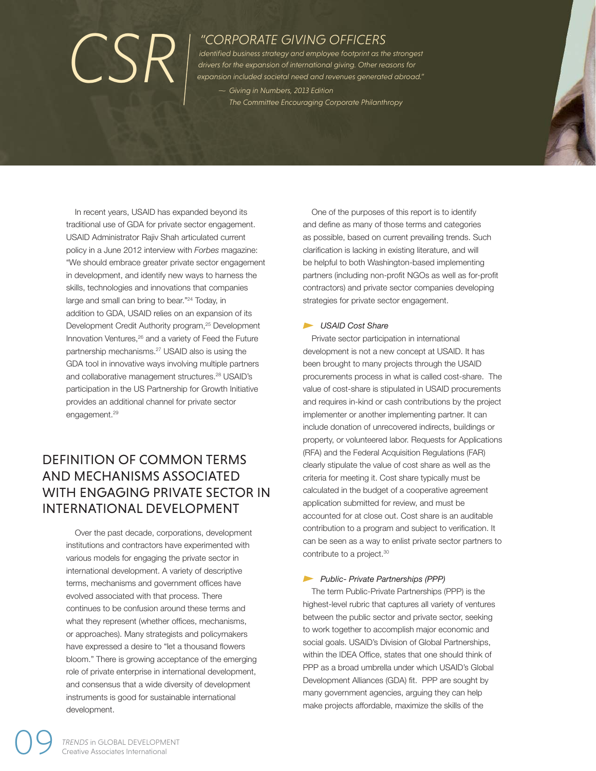CSR

*"CORPORATE GIVING OFFICERS identified business strategy and employee footprint as the strongest drivers for the expansion of international giving. Other reasons for expansion included societal need and revenues generated abroad."*

*— Giving in Numbers, 2013 Edition The Committee Encouraging Corporate Philanthropy*

In recent years, USAID has expanded beyond its traditional use of GDA for private sector engagement. USAID Administrator Rajiv Shah articulated current policy in a June 2012 interview with *Forbes* magazine: "We should embrace greater private sector engagement in development, and identify new ways to harness the skills, technologies and innovations that companies large and small can bring to bear."[24] Today, in addition to GDA, USAID relies on an expansion of its Development Credit Authority program,[25] Development Innovation Ventures,[26] and a variety of Feed the Future partnership mechanisms.[27] USAID also is using the GDA tool in innovative ways involving multiple partners and collaborative management structures.[28] USAID's participation in the US Partnership for Growth Initiative provides an additional channel for private sector engagement.[29]

## DEFINITION OF COMMON TERMS AND MECHANISMS ASSOCIATED WITH ENGAGING PRIVATE SECTOR IN INTERNATIONAL DEVELOPMENT

Over the past decade, corporations, development institutions and contractors have experimented with various models for engaging the private sector in international development. A variety of descriptive terms, mechanisms and government offices have evolved associated with that process. There continues to be confusion around these terms and what they represent (whether offices, mechanisms, or approaches). Many strategists and policymakers have expressed a desire to "let a thousand flowers bloom." There is growing acceptance of the emerging role of private enterprise in international development, and consensus that a wide diversity of development instruments is good for sustainable international development.

One of the purposes of this report is to identify and define as many of those terms and categories as possible, based on current prevailing trends. Such clarification is lacking in existing literature, and will be helpful to both Washington-based implementing partners (including non-profit NGOs as well as for-profit contractors) and private sector companies developing strategies for private sector engagement.

### *USAID Cost Share*

Private sector participation in international development is not a new concept at USAID. It has been brought to many projects through the USAID procurements process in what is called cost-share. The value of cost-share is stipulated in USAID procurements and requires in-kind or cash contributions by the project implementer or another implementing partner. It can include donation of unrecovered indirects, buildings or property, or volunteered labor. Requests for Applications (RFA) and the Federal Acquisition Regulations (FAR) clearly stipulate the value of cost share as well as the criteria for meeting it. Cost share typically must be calculated in the budget of a cooperative agreement application submitted for review, and must be accounted for at close out. Cost share is an auditable contribution to a program and subject to verification. It can be seen as a way to enlist private sector partners to contribute to a project.[30]

### *Public- Private Partnerships (PPP)*

The term Public-Private Partnerships (PPP) is the highest-level rubric that captures all variety of ventures between the public sector and private sector, seeking to work together to accomplish major economic and social goals. USAID's Division of Global Partnerships, within the IDEA Office, states that one should think of PPP as a broad umbrella under which USAID's Global Development Alliances (GDA) fit. PPP are sought by many government agencies, arguing they can help make projects affordable, maximize the skills of the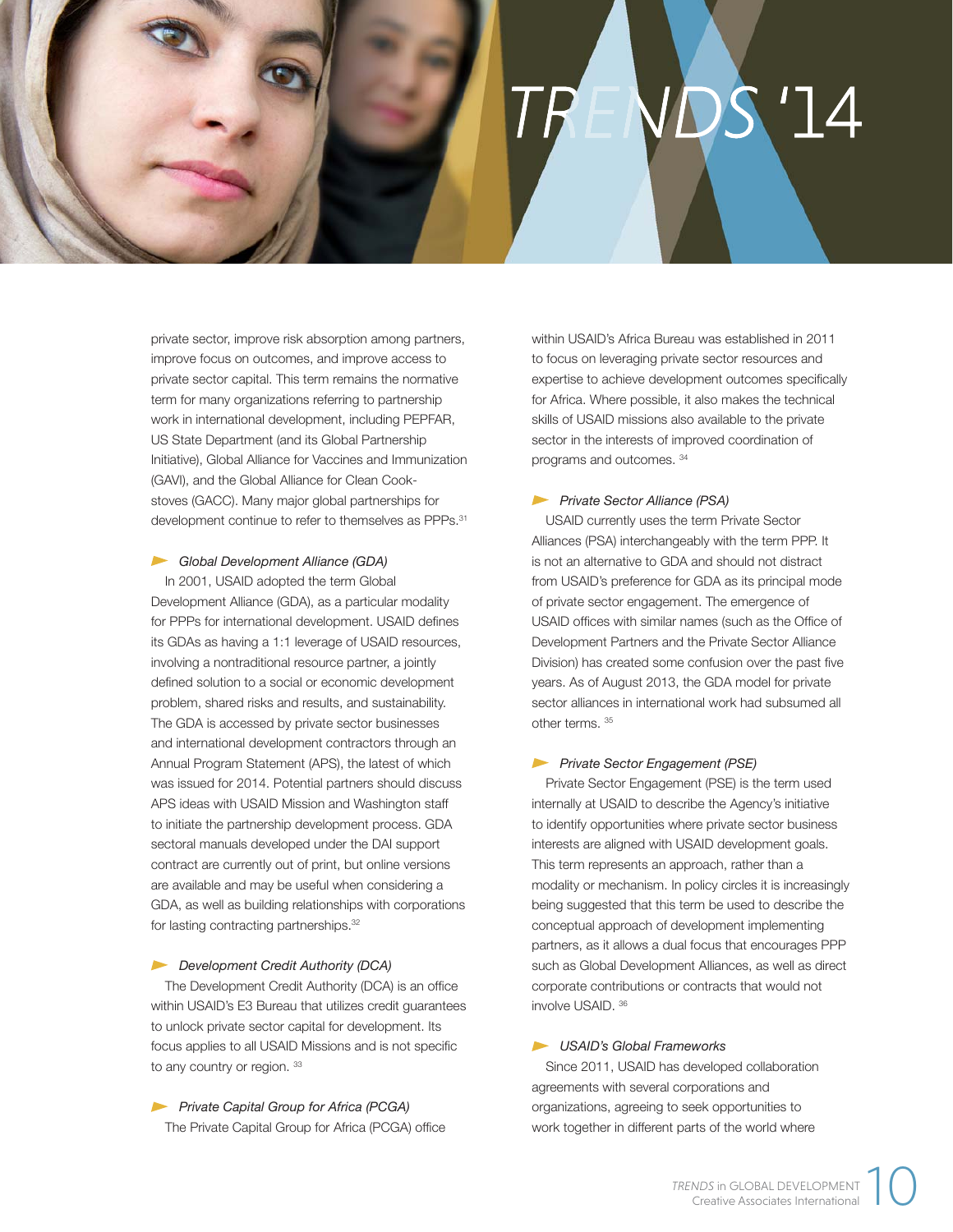private sector, improve risk absorption among partners, improve focus on outcomes, and improve access to private sector capital. This term remains the normative term for many organizations referring to partnership work in international development, including PEPFAR, US State Department (and its Global Partnership Initiative), Global Alliance for Vaccines and Immunization (GAVI), and the Global Alliance for Clean Cookstoves (GACC). Many major global partnerships for development continue to refer to themselves as PPPs.[31]

### *Global Development Alliance (GDA)*

In 2001, USAID adopted the term Global Development Alliance (GDA), as a particular modality for PPPs for international development. USAID defines its GDAs as having a 1:1 leverage of USAID resources, involving a nontraditional resource partner, a jointly defined solution to a social or economic development problem, shared risks and results, and sustainability. The GDA is accessed by private sector businesses and international development contractors through an Annual Program Statement (APS), the latest of which was issued for 2014. Potential partners should discuss APS ideas with USAID Mission and Washington staff to initiate the partnership development process. GDA sectoral manuals developed under the DAI support contract are currently out of print, but online versions are available and may be useful when considering a GDA, as well as building relationships with corporations for lasting contracting partnerships.[32]

### *Development Credit Authority (DCA)*

The Development Credit Authority (DCA) is an office within USAID's E3 Bureau that utilizes credit guarantees to unlock private sector capital for development. Its focus applies to all USAID Missions and is not specific to any country or region. [33]

### *Private Capital Group for Africa (PCGA)*

The Private Capital Group for Africa (PCGA) office within USAID's Africa Bureau was established in 2011 to focus on leveraging private sector resources and expertise to achieve development outcomes specifically for Africa. Where possible, it also makes the technical skills of USAID missions also available to the private sector in the interests of improved coordination of programs and outcomes. [34]

### *Private Sector Alliance (PSA)*

USAID currently uses the term Private Sector Alliances (PSA) interchangeably with the term PPP. It is not an alternative to GDA and should not distract from USAID's preference for GDA as its principal mode of private sector engagement. The emergence of USAID offices with similar names (such as the Office of Development Partners and the Private Sector Alliance Division) has created some confusion over the past five years. As of August 2013, the GDA model for private sector alliances in international work had subsumed all other terms. [35]

### *Private Sector Engagement (PSE)*

Private Sector Engagement (PSE) is the term used internally at USAID to describe the Agency's initiative to identify opportunities where private sector business interests are aligned with USAID development goals. This term represents an approach, rather than a modality or mechanism. In policy circles it is increasingly being suggested that this term be used to describe the conceptual approach of development implementing partners, as it allows a dual focus that encourages PPP such as Global Development Alliances, as well as direct corporate contributions or contracts that would not involve USAID. [36]

### *USAID's Global Frameworks*

Since 2011, USAID has developed collaboration agreements with several corporations and organizations, agreeing to seek opportunities to work together in different parts of the world where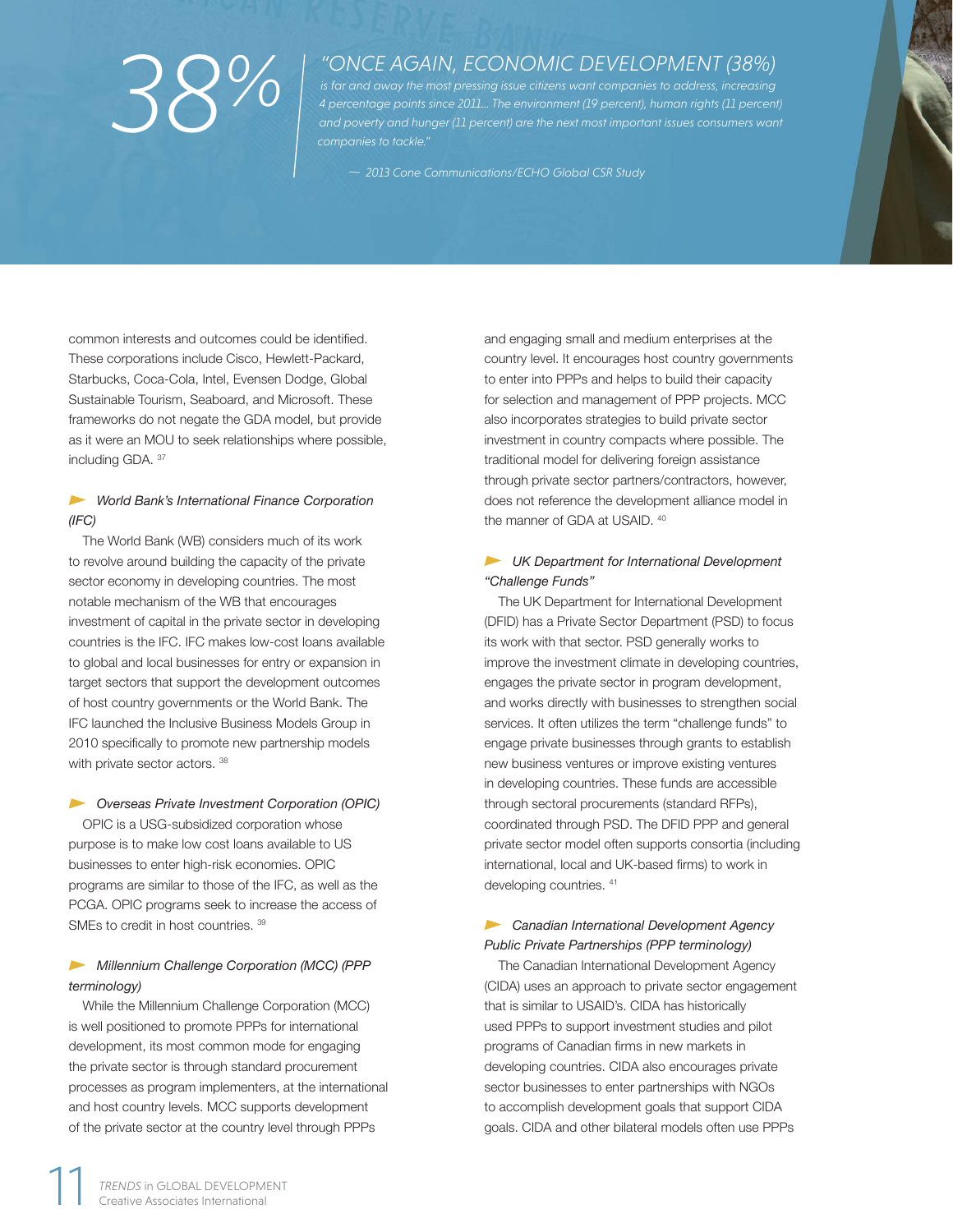38%

*"ONCE AGAIN, ECONOMIC DEVELOPMENT (38%)*
*is far and away the most pressing issue citizens want companies to address, increasing 4 percentage points since 2011... The environment (19 percent), human rights (11 percent) and poverty and hunger (11 percent) are the next most important issues consumers want companies to tackle."*

*— 2013 Cone Communications/ECHO Global CSR Study*

common interests and outcomes could be identified. These corporations include Cisco, Hewlett-Packard, Starbucks, Coca-Cola, Intel, Evensen Dodge, Global Sustainable Tourism, Seaboard, and Microsoft. These frameworks do not negate the GDA model, but provide as it were an MOU to seek relationships where possible, including GDA. [37]

### *World Bank's International Finance Corporation (IFC)*

The World Bank (WB) considers much of its work to revolve around building the capacity of the private sector economy in developing countries. The most notable mechanism of the WB that encourages investment of capital in the private sector in developing countries is the IFC. IFC makes low-cost loans available to global and local businesses for entry or expansion in target sectors that support the development outcomes of host country governments or the World Bank. The IFC launched the Inclusive Business Models Group in 2010 specifically to promote new partnership models with private sector actors. [38]

### *Overseas Private Investment Corporation (OPIC)*

OPIC is a USG-subsidized corporation whose purpose is to make low cost loans available to US businesses to enter high-risk economies. OPIC programs are similar to those of the IFC, as well as the PCGA. OPIC programs seek to increase the access of SMEs to credit in host countries. [39]

### *Millennium Challenge Corporation (MCC) (PPP terminology)*

While the Millennium Challenge Corporation (MCC) is well positioned to promote PPPs for international development, its most common mode for engaging the private sector is through standard procurement processes as program implementers, at the international and host country levels. MCC supports development of the private sector at the country level through PPPs and engaging small and medium enterprises at the country level. It encourages host country governments to enter into PPPs and helps to build their capacity for selection and management of PPP projects. MCC also incorporates strategies to build private sector investment in country compacts where possible. The traditional model for delivering foreign assistance through private sector partners/contractors, however, does not reference the development alliance model in the manner of GDA at USAID. [40]

### *UK Department for International Development "Challenge Funds"*

The UK Department for International Development (DFID) has a Private Sector Department (PSD) to focus its work with that sector. PSD generally works to improve the investment climate in developing countries, engages the private sector in program development, and works directly with businesses to strengthen social services. It often utilizes the term "challenge funds" to engage private businesses through grants to establish new business ventures or improve existing ventures in developing countries. These funds are accessible through sectoral procurements (standard RFPs), coordinated through PSD. The DFID PPP and general private sector model often supports consortia (including international, local and UK-based firms) to work in developing countries. [41]

### *Canadian International Development Agency Public Private Partnerships (PPP terminology)*

The Canadian International Development Agency (CIDA) uses an approach to private sector engagement that is similar to USAID's. CIDA has historically used PPPs to support investment studies and pilot programs of Canadian firms in new markets in developing countries. CIDA also encourages private sector businesses to enter partnerships with NGOs to accomplish development goals that support CIDA goals. CIDA and other bilateral models often use PPPs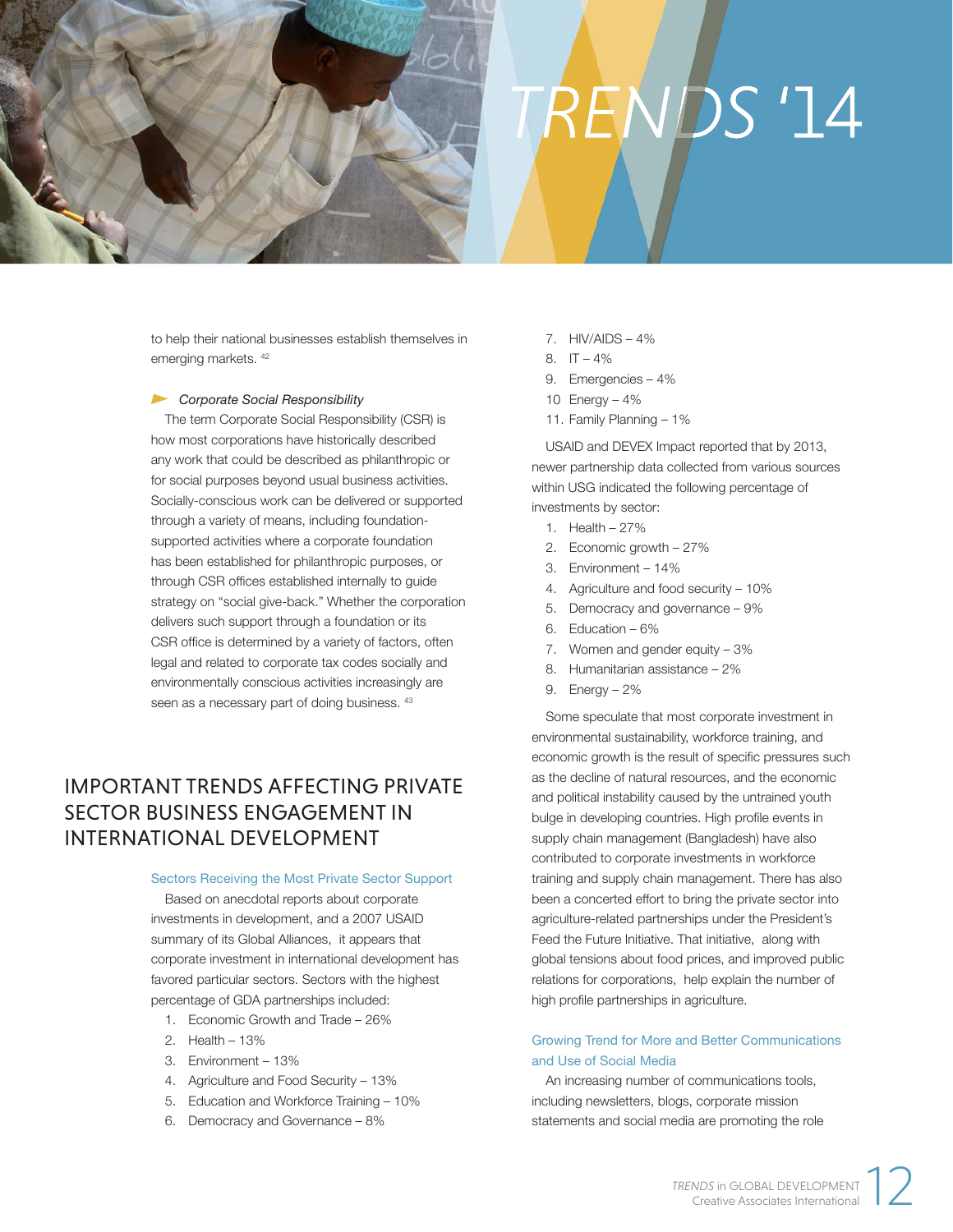to help their national businesses establish themselves in emerging markets. [42]

*Corporate Social Responsibility*

The term Corporate Social Responsibility (CSR) is how most corporations have historically described any work that could be described as philanthropic or for social purposes beyond usual business activities. Socially-conscious work can be delivered or supported through a variety of means, including foundation-supported activities where a corporate foundation has been established for philanthropic purposes, or through CSR offices established internally to guide strategy on "social give-back." Whether the corporation delivers such support through a foundation or its CSR office is determined by a variety of factors, often legal and related to corporate tax codes socially and environmentally conscious activities increasingly are seen as a necessary part of doing business. [43]

## IMPORTANT TRENDS AFFECTING PRIVATE SECTOR BUSINESS ENGAGEMENT IN INTERNATIONAL DEVELOPMENT

### Sectors Receiving the Most Private Sector Support

Based on anecdotal reports about corporate investments in development, and a 2007 USAID summary of its Global Alliances, it appears that corporate investment in international development has favored particular sectors. Sectors with the highest percentage of GDA partnerships included:

1. Economic Growth and Trade – 26%
2. Health – 13%
3. Environment – 13%
4. Agriculture and Food Security – 13%
5. Education and Workforce Training – 10%
6. Democracy and Governance – 8%
7. HIV/AIDS – 4%
8. IT – 4%
9. Emergencies – 4%
10. Energy – 4%
11. Family Planning – 1%

USAID and DEVEX Impact reported that by 2013, newer partnership data collected from various sources within USG indicated the following percentage of investments by sector:

1. Health – 27%
2. Economic growth – 27%
3. Environment – 14%
4. Agriculture and food security – 10%
5. Democracy and governance – 9%
6. Education – 6%
7. Women and gender equity – 3%
8. Humanitarian assistance – 2%
9. Energy – 2%

Some speculate that most corporate investment in environmental sustainability, workforce training, and economic growth is the result of specific pressures such as the decline of natural resources, and the economic and political instability caused by the untrained youth bulge in developing countries. High profile events in supply chain management (Bangladesh) have also contributed to corporate investments in workforce training and supply chain management. There has also been a concerted effort to bring the private sector into agriculture-related partnerships under the President's Feed the Future Initiative. That initiative, along with global tensions about food prices, and improved public relations for corporations, help explain the number of high profile partnerships in agriculture.

### Growing Trend for More and Better Communications and Use of Social Media

An increasing number of communications tools, including newsletters, blogs, corporate mission statements and social media are promoting the role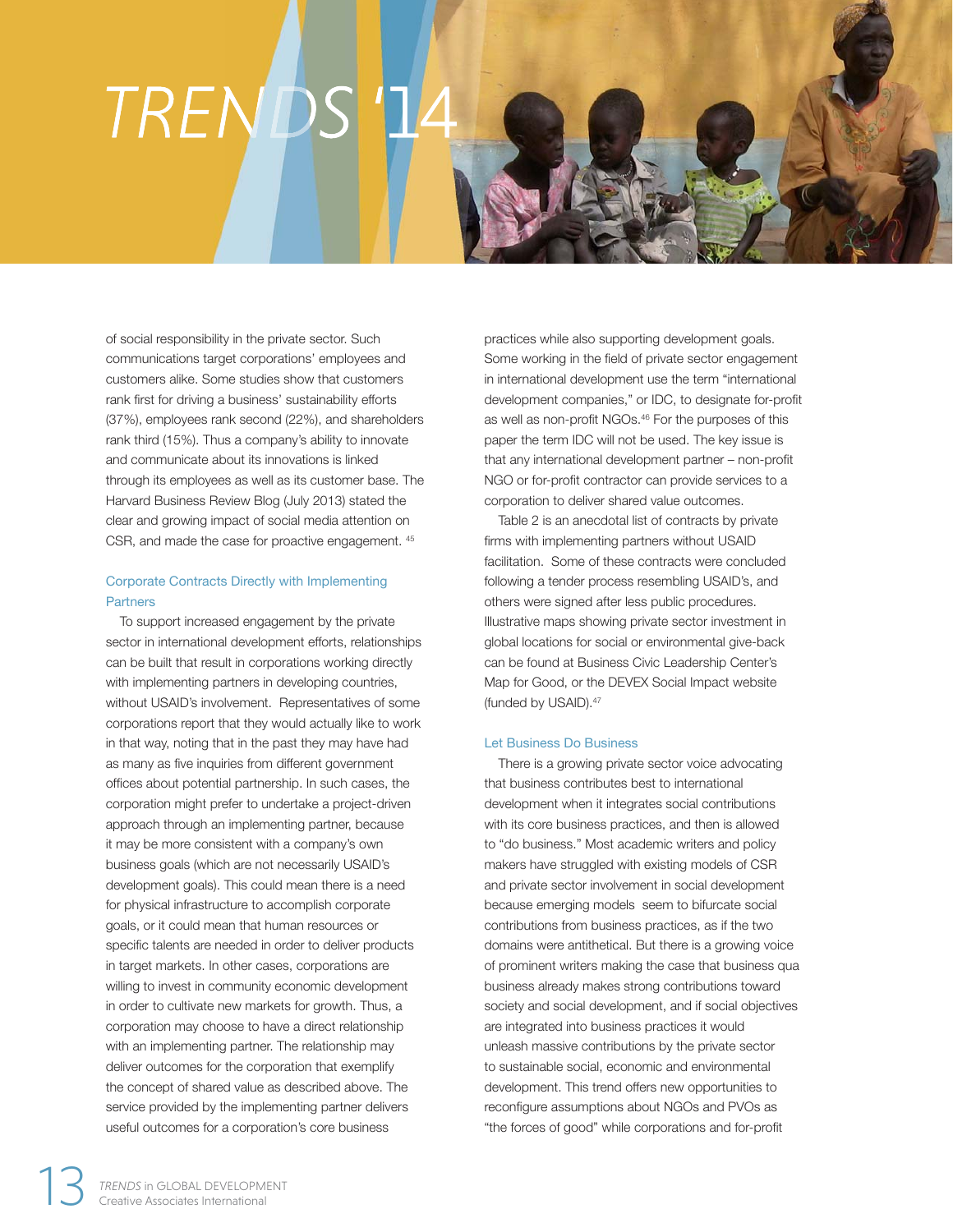of social responsibility in the private sector. Such communications target corporations' employees and customers alike. Some studies show that customers rank first for driving a business' sustainability efforts (37%), employees rank second (22%), and shareholders rank third (15%). Thus a company's ability to innovate and communicate about its innovations is linked through its employees as well as its customer base. The Harvard Business Review Blog (July 2013) stated the clear and growing impact of social media attention on CSR, and made the case for proactive engagement. [45]

### Corporate Contracts Directly with Implementing Partners

To support increased engagement by the private sector in international development efforts, relationships can be built that result in corporations working directly with implementing partners in developing countries, without USAID's involvement. Representatives of some corporations report that they would actually like to work in that way, noting that in the past they may have had as many as five inquiries from different government offices about potential partnership. In such cases, the corporation might prefer to undertake a project-driven approach through an implementing partner, because it may be more consistent with a company's own business goals (which are not necessarily USAID's development goals). This could mean there is a need for physical infrastructure to accomplish corporate goals, or it could mean that human resources or specific talents are needed in order to deliver products in target markets. In other cases, corporations are willing to invest in community economic development in order to cultivate new markets for growth. Thus, a corporation may choose to have a direct relationship with an implementing partner. The relationship may deliver outcomes for the corporation that exemplify the concept of shared value as described above. The service provided by the implementing partner delivers useful outcomes for a corporation's core business practices while also supporting development goals. Some working in the field of private sector engagement in international development use the term "international development companies," or IDC, to designate for-profit as well as non-profit NGOs.[46] For the purposes of this paper the term IDC will not be used. The key issue is that any international development partner – non-profit NGO or for-profit contractor can provide services to a corporation to deliver shared value outcomes.

Table 2 is an anecdotal list of contracts by private firms with implementing partners without USAID facilitation. Some of these contracts were concluded following a tender process resembling USAID's, and others were signed after less public procedures. Illustrative maps showing private sector investment in global locations for social or environmental give-back can be found at Business Civic Leadership Center's Map for Good, or the DEVEX Social Impact website (funded by USAID).[47]

### Let Business Do Business

There is a growing private sector voice advocating that business contributes best to international development when it integrates social contributions with its core business practices, and then is allowed to "do business." Most academic writers and policy makers have struggled with existing models of CSR and private sector involvement in social development because emerging models seem to bifurcate social contributions from business practices, as if the two domains were antithetical. But there is a growing voice of prominent writers making the case that business qua business already makes strong contributions toward society and social development, and if social objectives are integrated into business practices it would unleash massive contributions by the private sector to sustainable social, economic and environmental development. This trend offers new opportunities to reconfigure assumptions about NGOs and PVOs as "the forces of good" while corporations and for-profit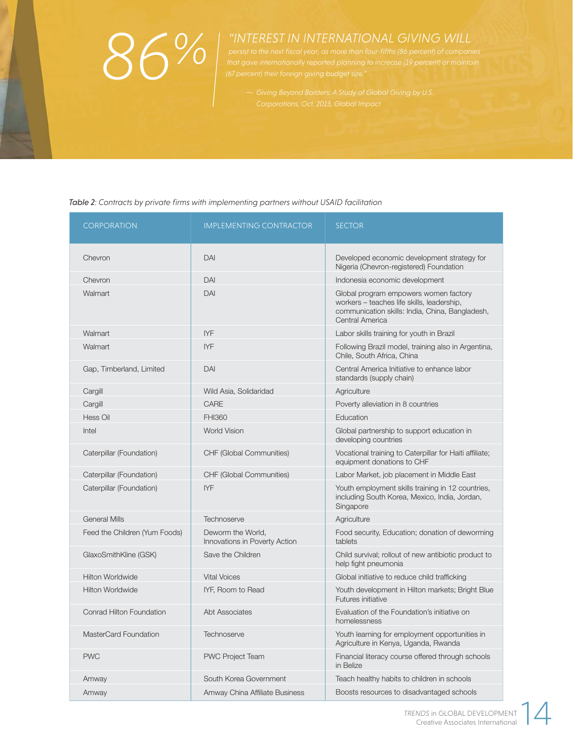86%

*"INTEREST IN INTERNATIONAL GIVING WILL persist to the next fiscal year, as more than four-fifths (86 percent) of companies that gave internationally reported planning to increase (19 percent) or maintain (67 percent) their foreign giving budget size."*

*— Giving Beyond Borders: A Study of Global Giving by U.S. Corporations, Oct. 2013, Global Impact*

*Table 2:* *Contracts by private firms with implementing partners without USAID facilitation*

| CORPORATION | IMPLEMENTING CONTRACTOR | SECTOR |
|---|---|---|
| Chevron | DAI | Developed economic development strategy for Nigeria (Chevron-registered) Foundation |
| Chevron | DAI | Indonesia economic development |
| Walmart | DAI | Global program empowers women factory workers – teaches life skills, leadership, communication skills: India, China, Bangladesh, Central America |
| Walmart | IYF | Labor skills training for youth in Brazil |
| Walmart | IYF | Following Brazil model, training also in Argentina, Chile, South Africa, China |
| Gap, Timberland, Limited | DAI | Central America Initiative to enhance labor standards (supply chain) |
| Cargill | Wild Asia, Solidaridad | Agriculture |
| Cargill | CARE | Poverty alleviation in 8 countries |
| Hess Oil | FHI360 | Education |
| Intel | World Vision | Global partnership to support education in developing countries |
| Caterpillar (Foundation) | CHF (Global Communities) | Vocational training to Caterpillar for Haiti affiliate; equipment donations to CHF |
| Caterpillar (Foundation) | CHF (Global Communities) | Labor Market, job placement in Middle East |
| Caterpillar (Foundation) | IYF | Youth employment skills training in 12 countries, including South Korea, Mexico, India, Jordan, Singapore |
| General Mills | Technoserve | Agriculture |
| Feed the Children (Yum Foods) | Deworm the World, Innovations in Poverty Action | Food security, Education; donation of deworming tablets |
| GlaxoSmithKline (GSK) | Save the Children | Child survival; rollout of new antibiotic product to help fight pneumonia |
| Hilton Worldwide | Vital Voices | Global initiative to reduce child trafficking |
| Hilton Worldwide | IYF, Room to Read | Youth development in Hilton markets; Bright Blue Futures initiative |
| Conrad Hilton Foundation | Abt Associates | Evaluation of the Foundation's initiative on homelessness |
| MasterCard Foundation | Technoserve | Youth learning for employment opportunities in Agriculture in Kenya, Uganda, Rwanda |
| PWC | PWC Project Team | Financial literacy course offered through schools in Belize |
| Amway | South Korea Government | Teach healthy habits to children in schools |
| Amway | Amway China Affiliate Business | Boosts resources to disadvantaged schools |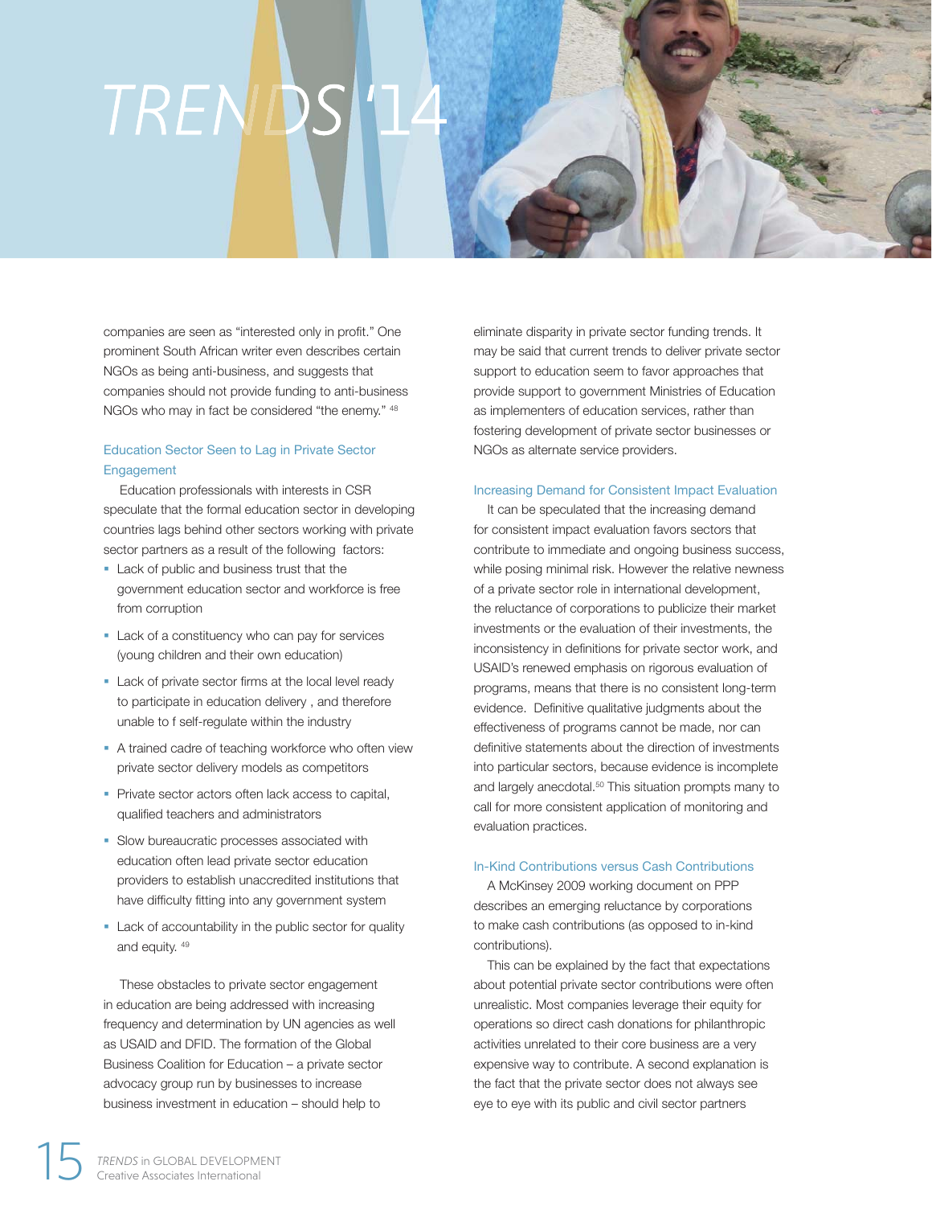companies are seen as "interested only in profit." One prominent South African writer even describes certain NGOs as being anti-business, and suggests that companies should not provide funding to anti-business NGOs who may in fact be considered "the enemy." [48]

### Education Sector Seen to Lag in Private Sector Engagement

Education professionals with interests in CSR speculate that the formal education sector in developing countries lags behind other sectors working with private sector partners as a result of the following factors:

- Lack of public and business trust that the government education sector and workforce is free from corruption
- Lack of a constituency who can pay for services (young children and their own education)
- Lack of private sector firms at the local level ready to participate in education delivery , and therefore unable to f self-regulate within the industry
- A trained cadre of teaching workforce who often view private sector delivery models as competitors
- Private sector actors often lack access to capital, qualified teachers and administrators
- Slow bureaucratic processes associated with education often lead private sector education providers to establish unaccredited institutions that have difficulty fitting into any government system
- Lack of accountability in the public sector for quality and equity. [49]

These obstacles to private sector engagement in education are being addressed with increasing frequency and determination by UN agencies as well as USAID and DFID. The formation of the Global Business Coalition for Education – a private sector advocacy group run by businesses to increase business investment in education – should help to eliminate disparity in private sector funding trends. It may be said that current trends to deliver private sector support to education seem to favor approaches that provide support to government Ministries of Education as implementers of education services, rather than fostering development of private sector businesses or NGOs as alternate service providers.

### Increasing Demand for Consistent Impact Evaluation

It can be speculated that the increasing demand for consistent impact evaluation favors sectors that contribute to immediate and ongoing business success, while posing minimal risk. However the relative newness of a private sector role in international development, the reluctance of corporations to publicize their market investments or the evaluation of their investments, the inconsistency in definitions for private sector work, and USAID's renewed emphasis on rigorous evaluation of programs, means that there is no consistent long-term evidence. Definitive qualitative judgments about the effectiveness of programs cannot be made, nor can definitive statements about the direction of investments into particular sectors, because evidence is incomplete and largely anecdotal.[50] This situation prompts many to call for more consistent application of monitoring and evaluation practices.

### In-Kind Contributions versus Cash Contributions

A McKinsey 2009 working document on PPP describes an emerging reluctance by corporations to make cash contributions (as opposed to in-kind contributions).

This can be explained by the fact that expectations about potential private sector contributions were often unrealistic. Most companies leverage their equity for operations so direct cash donations for philanthropic activities unrelated to their core business are a very expensive way to contribute. A second explanation is the fact that the private sector does not always see eye to eye with its public and civil sector partners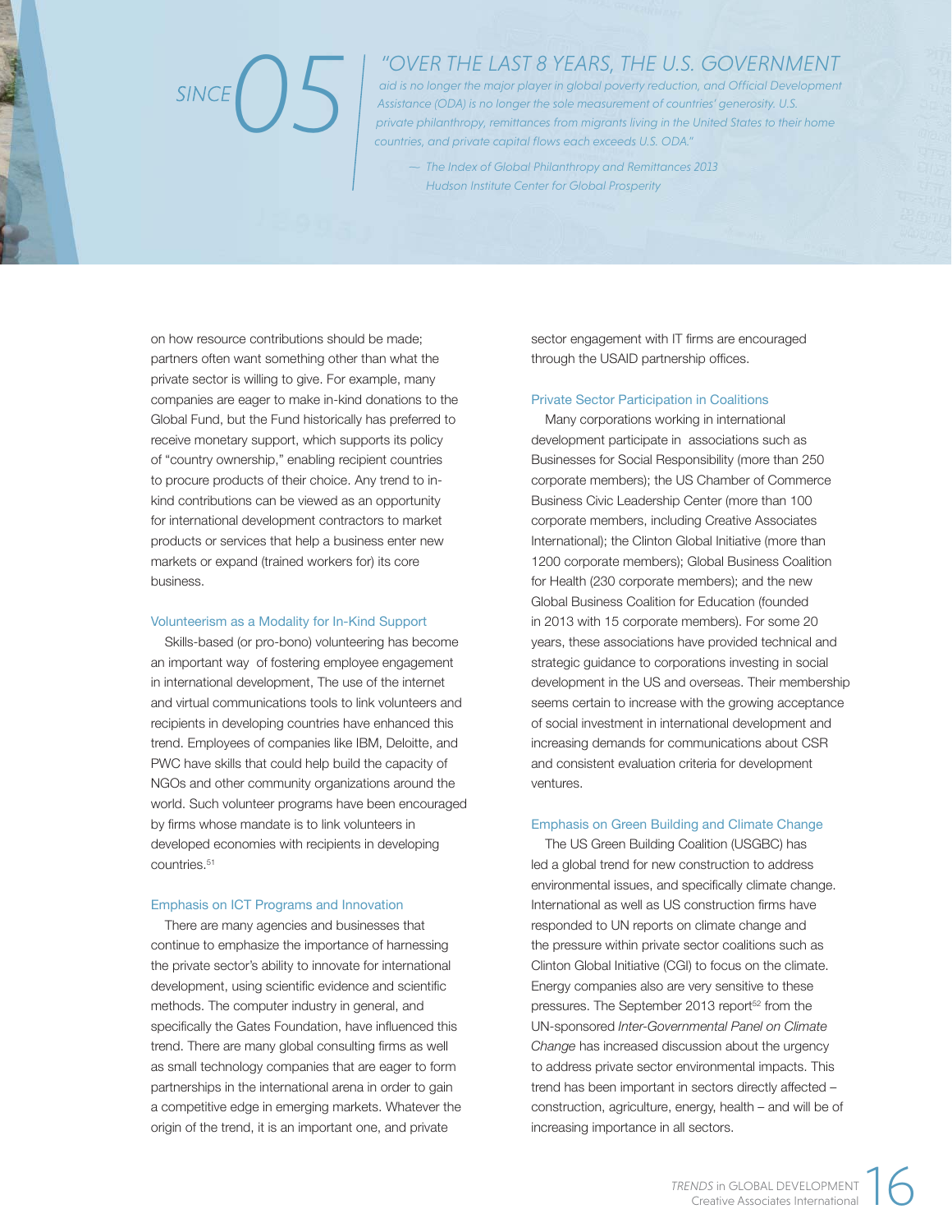SINCE 05

*"OVER THE LAST 8 YEARS, THE U.S. GOVERNMENT aid is no longer the major player in global poverty reduction, and Official Development Assistance (ODA) is no longer the sole measurement of countries' generosity. U.S. private philanthropy, remittances from migrants living in the United States to their home countries, and private capital flows each exceeds U.S. ODA."*

*— The Index of Global Philanthropy and Remittances 2013 Hudson Institute Center for Global Prosperity*

on how resource contributions should be made; partners often want something other than what the private sector is willing to give. For example, many companies are eager to make in-kind donations to the Global Fund, but the Fund historically has preferred to receive monetary support, which supports its policy of "country ownership," enabling recipient countries to procure products of their choice. Any trend to in-kind contributions can be viewed as an opportunity for international development contractors to market products or services that help a business enter new markets or expand (trained workers for) its core business.

### Volunteerism as a Modality for In-Kind Support

Skills-based (or pro-bono) volunteering has become an important way of fostering employee engagement in international development, The use of the internet and virtual communications tools to link volunteers and recipients in developing countries have enhanced this trend. Employees of companies like IBM, Deloitte, and PWC have skills that could help build the capacity of NGOs and other community organizations around the world. Such volunteer programs have been encouraged by firms whose mandate is to link volunteers in developed economies with recipients in developing countries.[51]

### Emphasis on ICT Programs and Innovation

There are many agencies and businesses that continue to emphasize the importance of harnessing the private sector's ability to innovate for international development, using scientific evidence and scientific methods. The computer industry in general, and specifically the Gates Foundation, have influenced this trend. There are many global consulting firms as well as small technology companies that are eager to form partnerships in the international arena in order to gain a competitive edge in emerging markets. Whatever the origin of the trend, it is an important one, and private sector engagement with IT firms are encouraged through the USAID partnership offices.

### Private Sector Participation in Coalitions

Many corporations working in international development participate in associations such as Businesses for Social Responsibility (more than 250 corporate members); the US Chamber of Commerce Business Civic Leadership Center (more than 100 corporate members, including Creative Associates International); the Clinton Global Initiative (more than 1200 corporate members); Global Business Coalition for Health (230 corporate members); and the new Global Business Coalition for Education (founded in 2013 with 15 corporate members). For some 20 years, these associations have provided technical and strategic guidance to corporations investing in social development in the US and overseas. Their membership seems certain to increase with the growing acceptance of social investment in international development and increasing demands for communications about CSR and consistent evaluation criteria for development ventures.

### Emphasis on Green Building and Climate Change

The US Green Building Coalition (USGBC) has led a global trend for new construction to address environmental issues, and specifically climate change. International as well as US construction firms have responded to UN reports on climate change and the pressure within private sector coalitions such as Clinton Global Initiative (CGI) to focus on the climate. Energy companies also are very sensitive to these pressures. The September 2013 report[52] from the UN-sponsored *Inter-Governmental Panel on Climate Change* has increased discussion about the urgency to address private sector environmental impacts. This trend has been important in sectors directly affected – construction, agriculture, energy, health – and will be of increasing importance in all sectors.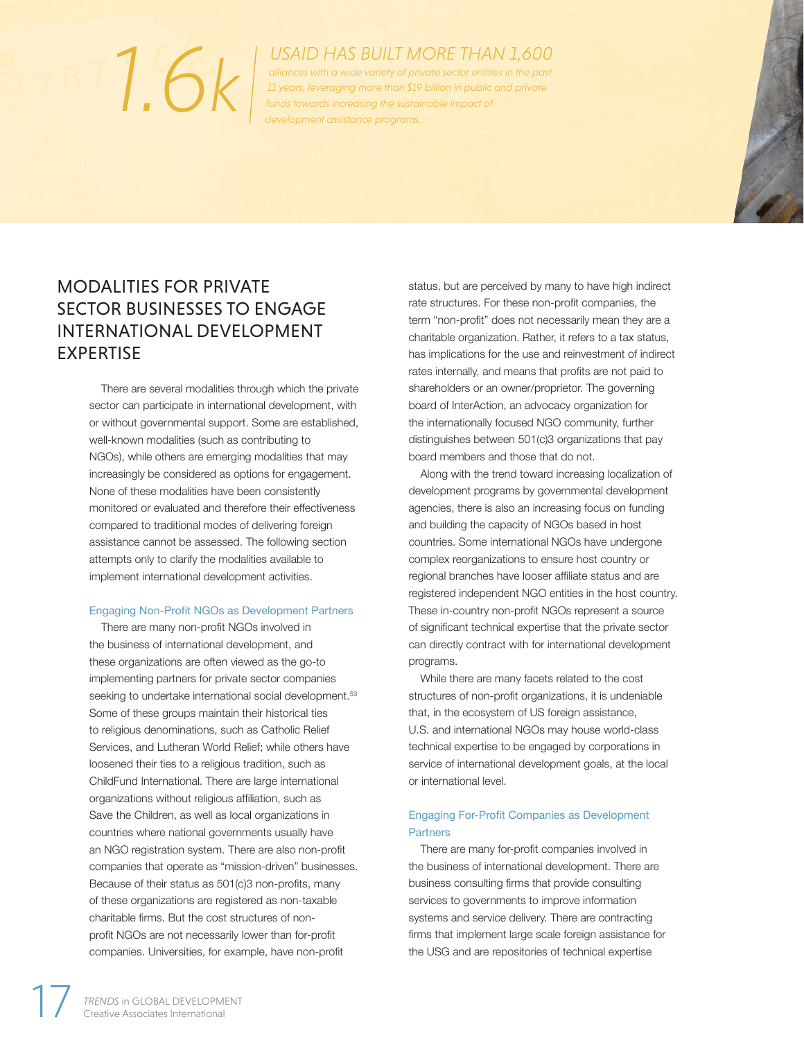1.6k

*USAID HAS BUILT MORE THAN 1,600 alliances with a wide variety of private sector entities in the past 11 years, leveraging more than $19 billion in public and private funds towards increasing the sustainable impact of development assistance programs.*

## MODALITIES FOR PRIVATE SECTOR BUSINESSES TO ENGAGE INTERNATIONAL DEVELOPMENT EXPERTISE

There are several modalities through which the private sector can participate in international development, with or without governmental support. Some are established, well-known modalities (such as contributing to NGOs), while others are emerging modalities that may increasingly be considered as options for engagement. None of these modalities have been consistently monitored or evaluated and therefore their effectiveness compared to traditional modes of delivering foreign assistance cannot be assessed. The following section attempts only to clarify the modalities available to implement international development activities.

### Engaging Non-Profit NGOs as Development Partners

There are many non-profit NGOs involved in the business of international development, and these organizations are often viewed as the go-to implementing partners for private sector companies seeking to undertake international social development.[53] Some of these groups maintain their historical ties to religious denominations, such as Catholic Relief Services, and Lutheran World Relief; while others have loosened their ties to a religious tradition, such as ChildFund International. There are large international organizations without religious affiliation, such as Save the Children, as well as local organizations in countries where national governments usually have an NGO registration system. There are also non-profit companies that operate as "mission-driven" businesses. Because of their status as 501(c)3 non-profits, many of these organizations are registered as non-taxable charitable firms. But the cost structures of non-profit NGOs are not necessarily lower than for-profit companies. Universities, for example, have non-profit status, but are perceived by many to have high indirect rate structures. For these non-profit companies, the term "non-profit" does not necessarily mean they are a charitable organization. Rather, it refers to a tax status, has implications for the use and reinvestment of indirect rates internally, and means that profits are not paid to shareholders or an owner/proprietor. The governing board of InterAction, an advocacy organization for the internationally focused NGO community, further distinguishes between 501(c)3 organizations that pay board members and those that do not.

Along with the trend toward increasing localization of development programs by governmental development agencies, there is also an increasing focus on funding and building the capacity of NGOs based in host countries. Some international NGOs have undergone complex reorganizations to ensure host country or regional branches have looser affiliate status and are registered independent NGO entities in the host country. These in-country non-profit NGOs represent a source of significant technical expertise that the private sector can directly contract with for international development programs.

While there are many facets related to the cost structures of non-profit organizations, it is undeniable that, in the ecosystem of US foreign assistance, U.S. and international NGOs may house world-class technical expertise to be engaged by corporations in service of international development goals, at the local or international level.

### Engaging For-Profit Companies as Development Partners

There are many for-profit companies involved in the business of international development. There are business consulting firms that provide consulting services to governments to improve information systems and service delivery. There are contracting firms that implement large scale foreign assistance for the USG and are repositories of technical expertise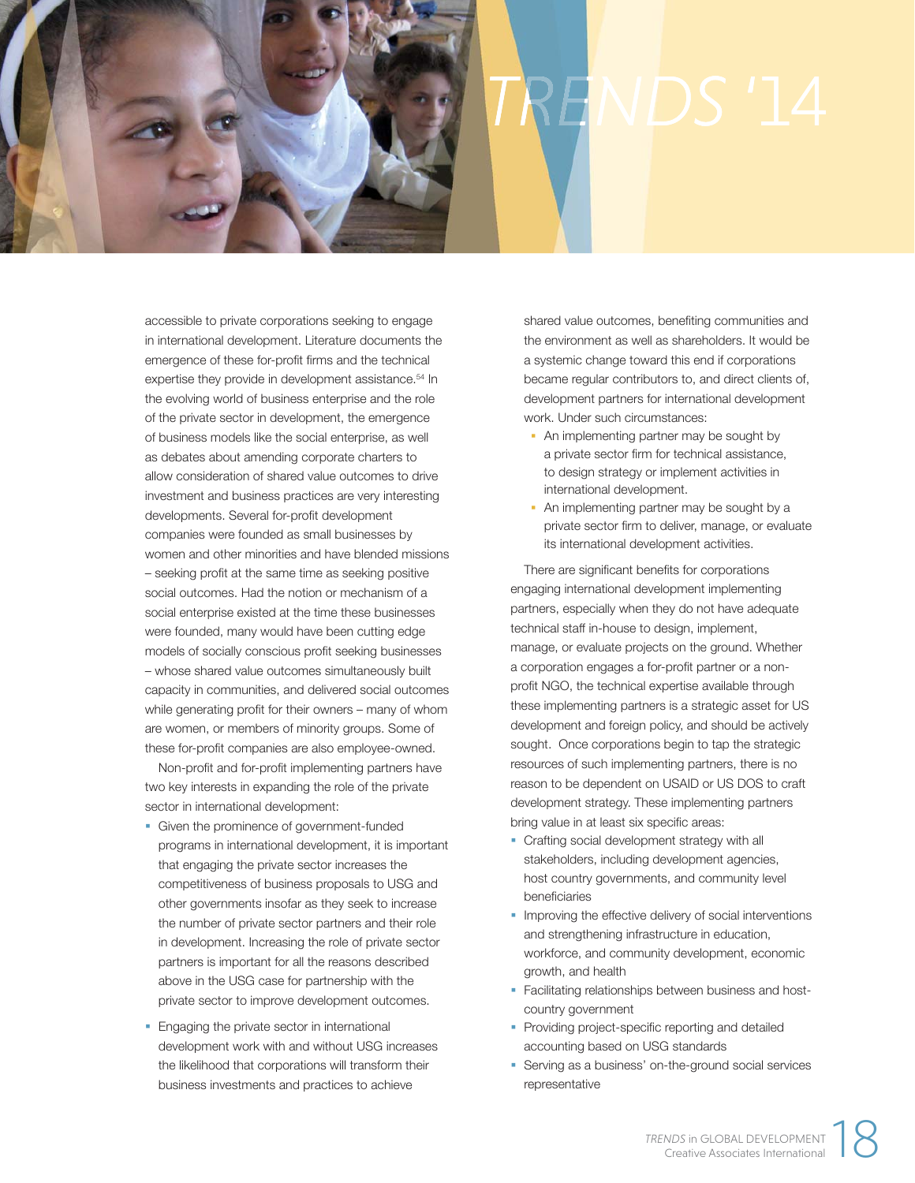accessible to private corporations seeking to engage in international development. Literature documents the emergence of these for-profit firms and the technical expertise they provide in development assistance.[54] In the evolving world of business enterprise and the role of the private sector in development, the emergence of business models like the social enterprise, as well as debates about amending corporate charters to allow consideration of shared value outcomes to drive investment and business practices are very interesting developments. Several for-profit development companies were founded as small businesses by women and other minorities and have blended missions – seeking profit at the same time as seeking positive social outcomes. Had the notion or mechanism of a social enterprise existed at the time these businesses were founded, many would have been cutting edge models of socially conscious profit seeking businesses – whose shared value outcomes simultaneously built capacity in communities, and delivered social outcomes while generating profit for their owners – many of whom are women, or members of minority groups. Some of these for-profit companies are also employee-owned.

Non-profit and for-profit implementing partners have two key interests in expanding the role of the private sector in international development:

- Given the prominence of government-funded programs in international development, it is important that engaging the private sector increases the competitiveness of business proposals to USG and other governments insofar as they seek to increase the number of private sector partners and their role in development. Increasing the role of private sector partners is important for all the reasons described above in the USG case for partnership with the private sector to improve development outcomes.
- Engaging the private sector in international development work with and without USG increases the likelihood that corporations will transform their business investments and practices to achieve shared value outcomes, benefiting communities and the environment as well as shareholders. It would be a systemic change toward this end if corporations became regular contributors to, and direct clients of, development partners for international development work. Under such circumstances:
  - An implementing partner may be sought by a private sector firm for technical assistance, to design strategy or implement activities in international development.
  - An implementing partner may be sought by a private sector firm to deliver, manage, or evaluate its international development activities.

There are significant benefits for corporations engaging international development implementing partners, especially when they do not have adequate technical staff in-house to design, implement, manage, or evaluate projects on the ground. Whether a corporation engages a for-profit partner or a non-profit NGO, the technical expertise available through these implementing partners is a strategic asset for US development and foreign policy, and should be actively sought. Once corporations begin to tap the strategic resources of such implementing partners, there is no reason to be dependent on USAID or US DOS to craft development strategy. These implementing partners bring value in at least six specific areas:

- Crafting social development strategy with all stakeholders, including development agencies, host country governments, and community level beneficiaries
- Improving the effective delivery of social interventions and strengthening infrastructure in education, workforce, and community development, economic growth, and health
- Facilitating relationships between business and host-country government
- Providing project-specific reporting and detailed accounting based on USG standards
- Serving as a business' on-the-ground social services representative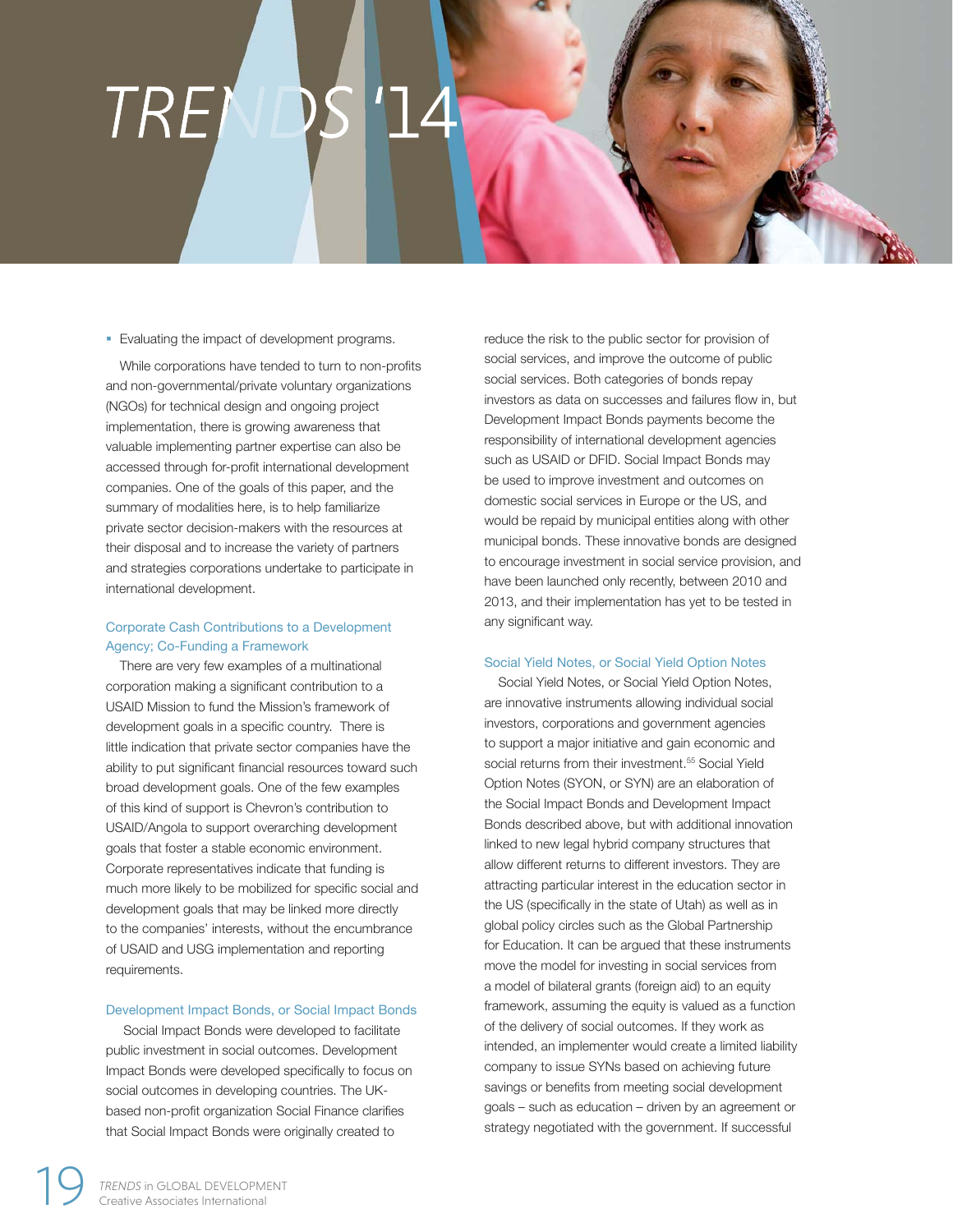- Evaluating the impact of development programs.

While corporations have tended to turn to non-profits and non-governmental/private voluntary organizations (NGOs) for technical design and ongoing project implementation, there is growing awareness that valuable implementing partner expertise can also be accessed through for-profit international development companies. One of the goals of this paper, and the summary of modalities here, is to help familiarize private sector decision-makers with the resources at their disposal and to increase the variety of partners and strategies corporations undertake to participate in international development.

### Corporate Cash Contributions to a Development Agency; Co-Funding a Framework

There are very few examples of a multinational corporation making a significant contribution to a USAID Mission to fund the Mission's framework of development goals in a specific country. There is little indication that private sector companies have the ability to put significant financial resources toward such broad development goals. One of the few examples of this kind of support is Chevron's contribution to USAID/Angola to support overarching development goals that foster a stable economic environment. Corporate representatives indicate that funding is much more likely to be mobilized for specific social and development goals that may be linked more directly to the companies' interests, without the encumbrance of USAID and USG implementation and reporting requirements.

### Development Impact Bonds, or Social Impact Bonds

Social Impact Bonds were developed to facilitate public investment in social outcomes. Development Impact Bonds were developed specifically to focus on social outcomes in developing countries. The UK-based non-profit organization Social Finance clarifies that Social Impact Bonds were originally created to reduce the risk to the public sector for provision of social services, and improve the outcome of public social services. Both categories of bonds repay investors as data on successes and failures flow in, but Development Impact Bonds payments become the responsibility of international development agencies such as USAID or DFID. Social Impact Bonds may be used to improve investment and outcomes on domestic social services in Europe or the US, and would be repaid by municipal entities along with other municipal bonds. These innovative bonds are designed to encourage investment in social service provision, and have been launched only recently, between 2010 and 2013, and their implementation has yet to be tested in any significant way.

### Social Yield Notes, or Social Yield Option Notes

Social Yield Notes, or Social Yield Option Notes, are innovative instruments allowing individual social investors, corporations and government agencies to support a major initiative and gain economic and social returns from their investment.[55] Social Yield Option Notes (SYON, or SYN) are an elaboration of the Social Impact Bonds and Development Impact Bonds described above, but with additional innovation linked to new legal hybrid company structures that allow different returns to different investors. They are attracting particular interest in the education sector in the US (specifically in the state of Utah) as well as in global policy circles such as the Global Partnership for Education. It can be argued that these instruments move the model for investing in social services from a model of bilateral grants (foreign aid) to an equity framework, assuming the equity is valued as a function of the delivery of social outcomes. If they work as intended, an implementer would create a limited liability company to issue SYNs based on achieving future savings or benefits from meeting social development goals – such as education – driven by an agreement or strategy negotiated with the government. If successful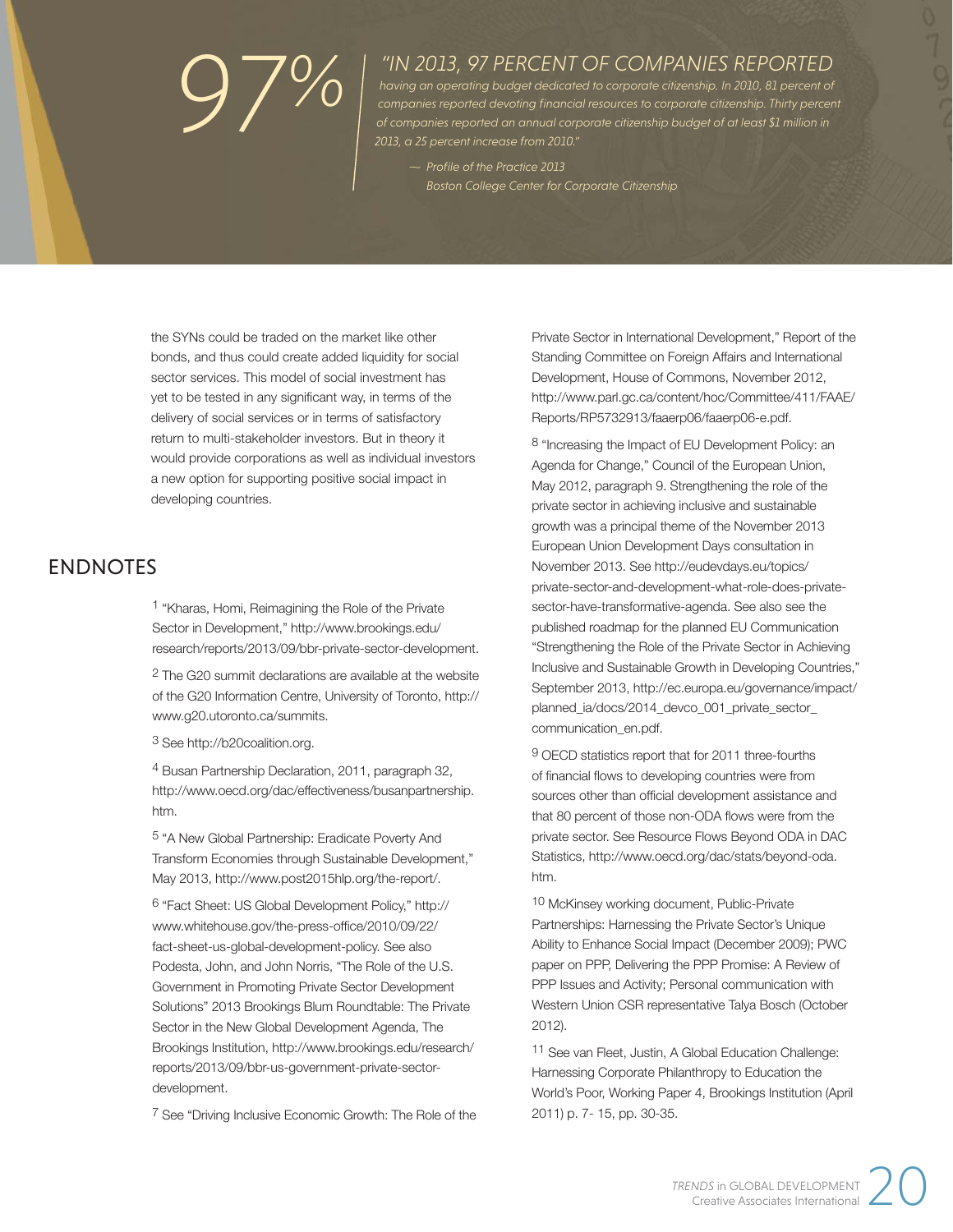97%

*"IN 2013, 97 PERCENT OF COMPANIES REPORTED having an operating budget dedicated to corporate citizenship. In 2010, 81 percent of companies reported devoting financial resources to corporate citizenship. Thirty percent of companies reported an annual corporate citizenship budget of at least $1 million in 2013, a 25 percent increase from 2010."*

*— Profile of the Practice 2013*
*Boston College Center for Corporate Citizenship*

the SYNs could be traded on the market like other bonds, and thus could create added liquidity for social sector services. This model of social investment has yet to be tested in any significant way, in terms of the delivery of social services or in terms of satisfactory return to multi-stakeholder investors. But in theory it would provide corporations as well as individual investors a new option for supporting positive social impact in developing countries.

## ENDNOTES

[1] "Kharas, Homi, Reimagining the Role of the Private Sector in Development," http://www.brookings.edu/research/reports/2013/09/bbr-private-sector-development.

[2] The G20 summit declarations are available at the website of the G20 Information Centre, University of Toronto, http://www.g20.utoronto.ca/summits.

[3] See http://b20coalition.org.

[4] Busan Partnership Declaration, 2011, paragraph 32, http://www.oecd.org/dac/effectiveness/busanpartnership.htm.

[5] "A New Global Partnership: Eradicate Poverty And Transform Economies through Sustainable Development," May 2013, http://www.post2015hlp.org/the-report/.

[6] "Fact Sheet: US Global Development Policy," http://www.whitehouse.gov/the-press-office/2010/09/22/fact-sheet-us-global-development-policy. See also Podesta, John, and John Norris, "The Role of the U.S. Government in Promoting Private Sector Development Solutions" 2013 Brookings Blum Roundtable: The Private Sector in the New Global Development Agenda, The Brookings Institution, http://www.brookings.edu/research/reports/2013/09/bbr-us-government-private-sector-development.

[7] See "Driving Inclusive Economic Growth: The Role of the Private Sector in International Development," Report of the Standing Committee on Foreign Affairs and International Development, House of Commons, November 2012, http://www.parl.gc.ca/content/hoc/Committee/411/FAAE/Reports/RP5732913/faaerp06/faaerp06-e.pdf.

[8] "Increasing the Impact of EU Development Policy: an Agenda for Change," Council of the European Union, May 2012, paragraph 9. Strengthening the role of the private sector in achieving inclusive and sustainable growth was a principal theme of the November 2013 European Union Development Days consultation in November 2013. See http://eudevdays.eu/topics/private-sector-and-development-what-role-does-private-sector-have-transformative-agenda. See also see the published roadmap for the planned EU Communication "Strengthening the Role of the Private Sector in Achieving Inclusive and Sustainable Growth in Developing Countries," September 2013, http://ec.europa.eu/governance/impact/planned_ia/docs/2014_devco_001_private_sector_communication_en.pdf.

[9] OECD statistics report that for 2011 three-fourths of financial flows to developing countries were from sources other than official development assistance and that 80 percent of those non-ODA flows were from the private sector. See Resource Flows Beyond ODA in DAC Statistics, http://www.oecd.org/dac/stats/beyond-oda.htm.

[10] McKinsey working document, Public-Private Partnerships: Harnessing the Private Sector's Unique Ability to Enhance Social Impact (December 2009); PWC paper on PPP, Delivering the PPP Promise: A Review of PPP Issues and Activity; Personal communication with Western Union CSR representative Talya Bosch (October 2012).

[11] See van Fleet, Justin, A Global Education Challenge: Harnessing Corporate Philanthropy to Education the World's Poor, Working Paper 4, Brookings Institution (April 2011) p. 7- 15, pp. 30-35.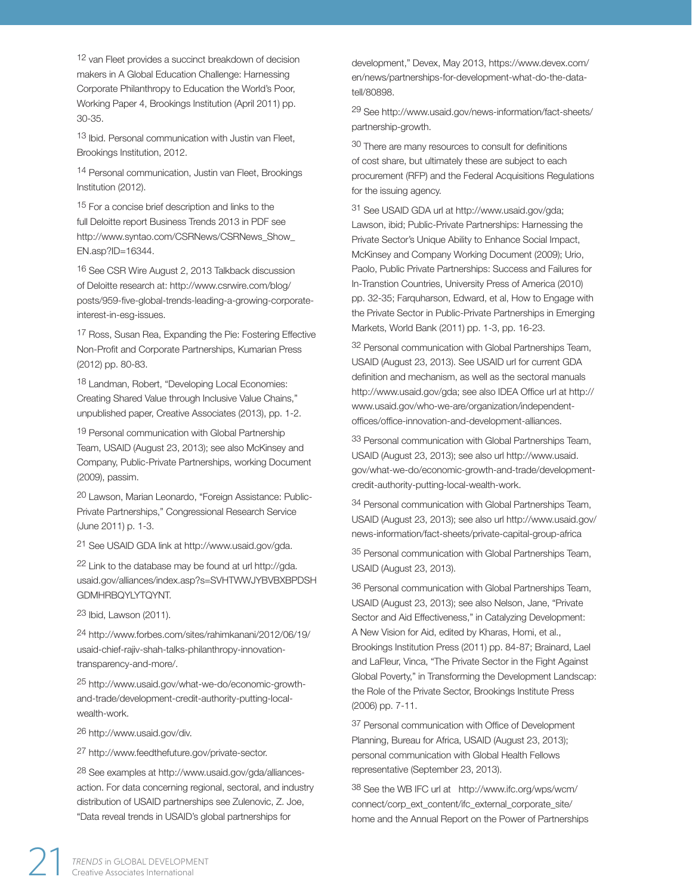[12] van Fleet provides a succinct breakdown of decision makers in A Global Education Challenge: Harnessing Corporate Philanthropy to Education the World's Poor, Working Paper 4, Brookings Institution (April 2011) pp. 30-35.

[13] Ibid. Personal communication with Justin van Fleet, Brookings Institution, 2012.

[14] Personal communication, Justin van Fleet, Brookings Institution (2012).

[15] For a concise brief description and links to the full Deloitte report Business Trends 2013 in PDF see http://www.syntao.com/CSRNews/CSRNews_Show_EN.asp?ID=16344.

[16] See CSR Wire August 2, 2013 Talkback discussion of Deloitte research at: http://www.csrwire.com/blog/posts/959-five-global-trends-leading-a-growing-corporate-interest-in-esg-issues.

[17] Ross, Susan Rea, Expanding the Pie: Fostering Effective Non-Profit and Corporate Partnerships, Kumarian Press (2012) pp. 80-83.

[18] Landman, Robert, "Developing Local Economies: Creating Shared Value through Inclusive Value Chains," unpublished paper, Creative Associates (2013), pp. 1-2.

[19] Personal communication with Global Partnership Team, USAID (August 23, 2013); see also McKinsey and Company, Public-Private Partnerships, working Document (2009), passim.

[20] Lawson, Marian Leonardo, "Foreign Assistance: Public-Private Partnerships," Congressional Research Service (June 2011) p. 1-3.

[21] See USAID GDA link at http://www.usaid.gov/gda.

[22] Link to the database may be found at url http://gda.usaid.gov/alliances/index.asp?s=SVHTWWJYBVBXBPDSHGDMHRBQYLYTQYNT.

[23] Ibid, Lawson (2011).

[24] http://www.forbes.com/sites/rahimkanani/2012/06/19/usaid-chief-rajiv-shah-talks-philanthropy-innovation-transparency-and-more/.

[25] http://www.usaid.gov/what-we-do/economic-growth-and-trade/development-credit-authority-putting-local-wealth-work.

[26] http://www.usaid.gov/div.

[27] http://www.feedthefuture.gov/private-sector.

[28] See examples at http://www.usaid.gov/gda/alliances-action. For data concerning regional, sectoral, and industry distribution of USAID partnerships see Zulenovic, Z. Joe, "Data reveal trends in USAID's global partnerships for development," Devex, May 2013, https://www.devex.com/en/news/partnerships-for-development-what-do-the-data-tell/80898.

[29] See http://www.usaid.gov/news-information/fact-sheets/partnership-growth.

[30] There are many resources to consult for definitions of cost share, but ultimately these are subject to each procurement (RFP) and the Federal Acquisitions Regulations for the issuing agency.

[31] See USAID GDA url at http://www.usaid.gov/gda; Lawson, ibid; Public-Private Partnerships: Harnessing the Private Sector's Unique Ability to Enhance Social Impact, McKinsey and Company Working Document (2009); Urio, Paolo, Public Private Partnerships: Success and Failures for In-Transtion Countries, University Press of America (2010) pp. 32-35; Farquharson, Edward, et al, How to Engage with the Private Sector in Public-Private Partnerships in Emerging Markets, World Bank (2011) pp. 1-3, pp. 16-23.

[32] Personal communication with Global Partnerships Team, USAID (August 23, 2013). See USAID url for current GDA definition and mechanism, as well as the sectoral manuals http://www.usaid.gov/gda; see also IDEA Office url at http://www.usaid.gov/who-we-are/organization/independent-offices/office-innovation-and-development-alliances.

[33] Personal communication with Global Partnerships Team, USAID (August 23, 2013); see also url http://www.usaid.gov/what-we-do/economic-growth-and-trade/development-credit-authority-putting-local-wealth-work.

[34] Personal communication with Global Partnerships Team, USAID (August 23, 2013); see also url http://www.usaid.gov/news-information/fact-sheets/private-capital-group-africa

[35] Personal communication with Global Partnerships Team, USAID (August 23, 2013).

[36] Personal communication with Global Partnerships Team, USAID (August 23, 2013); see also Nelson, Jane, "Private Sector and Aid Effectiveness," in Catalyzing Development: A New Vision for Aid, edited by Kharas, Homi, et al., Brookings Institution Press (2011) pp. 84-87; Brainard, Lael and LaFleur, Vinca, "The Private Sector in the Fight Against Global Poverty," in Transforming the Development Landscape: the Role of the Private Sector, Brookings Institute Press (2006) pp. 7-11.

[37] Personal communication with Office of Development Planning, Bureau for Africa, USAID (August 23, 2013); personal communication with Global Health Fellows representative (September 23, 2013).

[38] See the WB IFC url at http://www.ifc.org/wps/wcm/connect/corp_ext_content/ifc_external_corporate_site/home and the Annual Report on the Power of Partnerships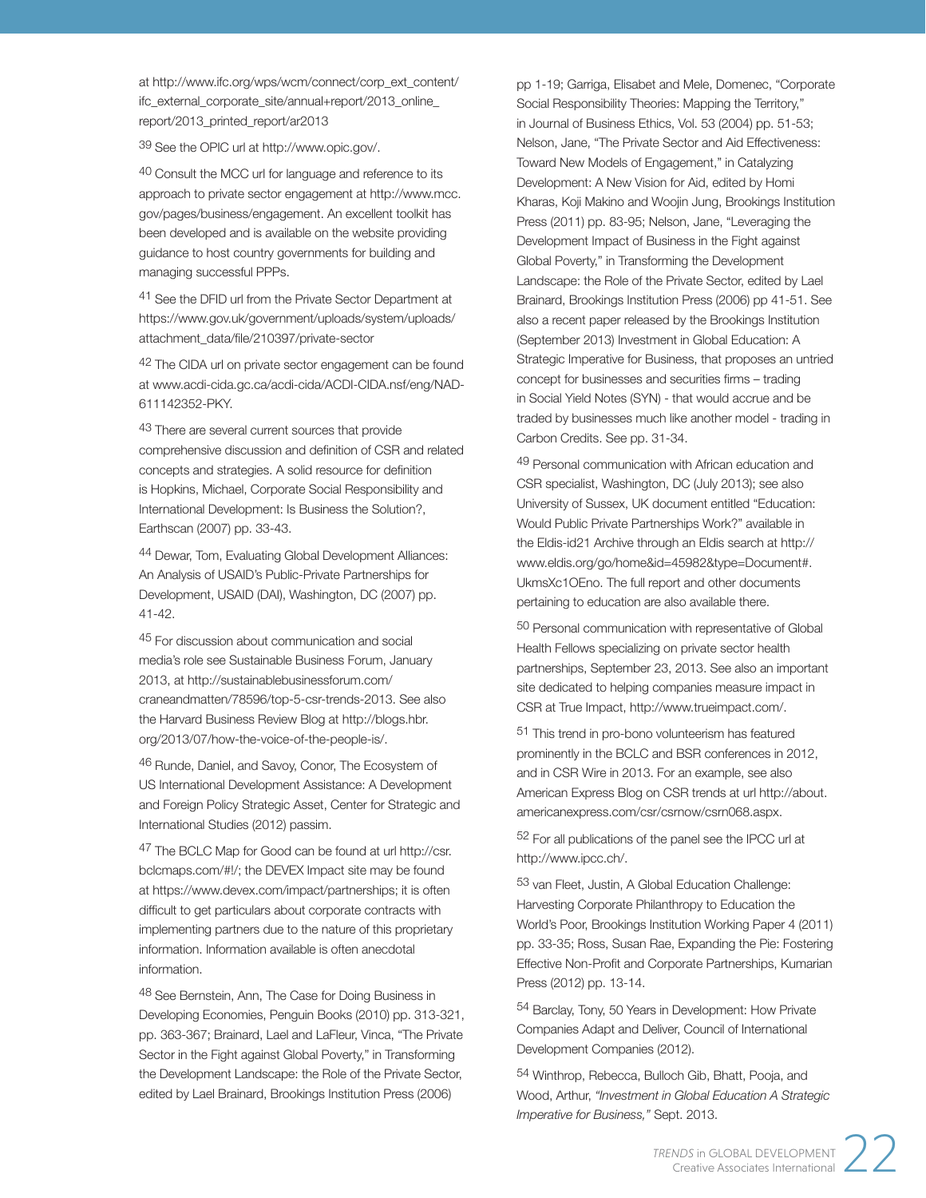at http://www.ifc.org/wps/wcm/connect/corp_ext_content/ifc_external_corporate_site/annual+report/2013_online_report/2013_printed_report/ar2013

[39] See the OPIC url at http://www.opic.gov/.

[40] Consult the MCC url for language and reference to its approach to private sector engagement at http://www.mcc.gov/pages/business/engagement. An excellent toolkit has been developed and is available on the website providing guidance to host country governments for building and managing successful PPPs.

[41] See the DFID url from the Private Sector Department at https://www.gov.uk/government/uploads/system/uploads/attachment_data/file/210397/private-sector

[42] The CIDA url on private sector engagement can be found at www.acdi-cida.gc.ca/acdi-cida/ACDI-CIDA.nsf/eng/NAD-611142352-PKY.

[43] There are several current sources that provide comprehensive discussion and definition of CSR and related concepts and strategies. A solid resource for definition is Hopkins, Michael, Corporate Social Responsibility and International Development: Is Business the Solution?, Earthscan (2007) pp. 33-43.

[44] Dewar, Tom, Evaluating Global Development Alliances: An Analysis of USAID's Public-Private Partnerships for Development, USAID (DAI), Washington, DC (2007) pp. 41-42.

[45] For discussion about communication and social media's role see Sustainable Business Forum, January 2013, at http://sustainablebusinessforum.com/craneandmatten/78596/top-5-csr-trends-2013. See also the Harvard Business Review Blog at http://blogs.hbr.org/2013/07/how-the-voice-of-the-people-is/.

[46] Runde, Daniel, and Savoy, Conor, The Ecosystem of US International Development Assistance: A Development and Foreign Policy Strategic Asset, Center for Strategic and International Studies (2012) passim.

[47] The BCLC Map for Good can be found at url http://csr.bclcmaps.com/#!/; the DEVEX Impact site may be found at https://www.devex.com/impact/partnerships; it is often difficult to get particulars about corporate contracts with implementing partners due to the nature of this proprietary information. Information available is often anecdotal information.

[48] See Bernstein, Ann, The Case for Doing Business in Developing Economies, Penguin Books (2010) pp. 313-321, pp. 363-367; Brainard, Lael and LaFleur, Vinca, "The Private Sector in the Fight against Global Poverty," in Transforming the Development Landscape: the Role of the Private Sector, edited by Lael Brainard, Brookings Institution Press (2006) pp 1-19; Garriga, Elisabet and Mele, Domenec, "Corporate Social Responsibility Theories: Mapping the Territory," in Journal of Business Ethics, Vol. 53 (2004) pp. 51-53; Nelson, Jane, "The Private Sector and Aid Effectiveness: Toward New Models of Engagement," in Catalyzing Development: A New Vision for Aid, edited by Homi Kharas, Koji Makino and Woojin Jung, Brookings Institution Press (2011) pp. 83-95; Nelson, Jane, "Leveraging the Development Impact of Business in the Fight against Global Poverty," in Transforming the Development Landscape: the Role of the Private Sector, edited by Lael Brainard, Brookings Institution Press (2006) pp 41-51. See also a recent paper released by the Brookings Institution (September 2013) Investment in Global Education: A Strategic Imperative for Business, that proposes an untried concept for businesses and securities firms – trading in Social Yield Notes (SYN) - that would accrue and be traded by businesses much like another model - trading in Carbon Credits. See pp. 31-34.

[49] Personal communication with African education and CSR specialist, Washington, DC (July 2013); see also University of Sussex, UK document entitled "Education: Would Public Private Partnerships Work?" available in the Eldis-id21 Archive through an Eldis search at http://www.eldis.org/go/home&id=45982&type=Document#.UkmsXc1OEno. The full report and other documents pertaining to education are also available there.

[50] Personal communication with representative of Global Health Fellows specializing on private sector health partnerships, September 23, 2013. See also an important site dedicated to helping companies measure impact in CSR at True Impact, http://www.trueimpact.com/.

[51] This trend in pro-bono volunteerism has featured prominently in the BCLC and BSR conferences in 2012, and in CSR Wire in 2013. For an example, see also American Express Blog on CSR trends at url http://about.americanexpress.com/csr/csrnow/csrn068.aspx.

[52] For all publications of the panel see the IPCC url at http://www.ipcc.ch/.

[53] van Fleet, Justin, A Global Education Challenge: Harvesting Corporate Philanthropy to Education the World's Poor, Brookings Institution Working Paper 4 (2011) pp. 33-35; Ross, Susan Rae, Expanding the Pie: Fostering Effective Non-Profit and Corporate Partnerships, Kumarian Press (2012) pp. 13-14.

[54] Barclay, Tony, 50 Years in Development: How Private Companies Adapt and Deliver, Council of International Development Companies (2012).

[54] Winthrop, Rebecca, Bulloch Gib, Bhatt, Pooja, and Wood, Arthur, *"Investment in Global Education A Strategic Imperative for Business,"* Sept. 2013.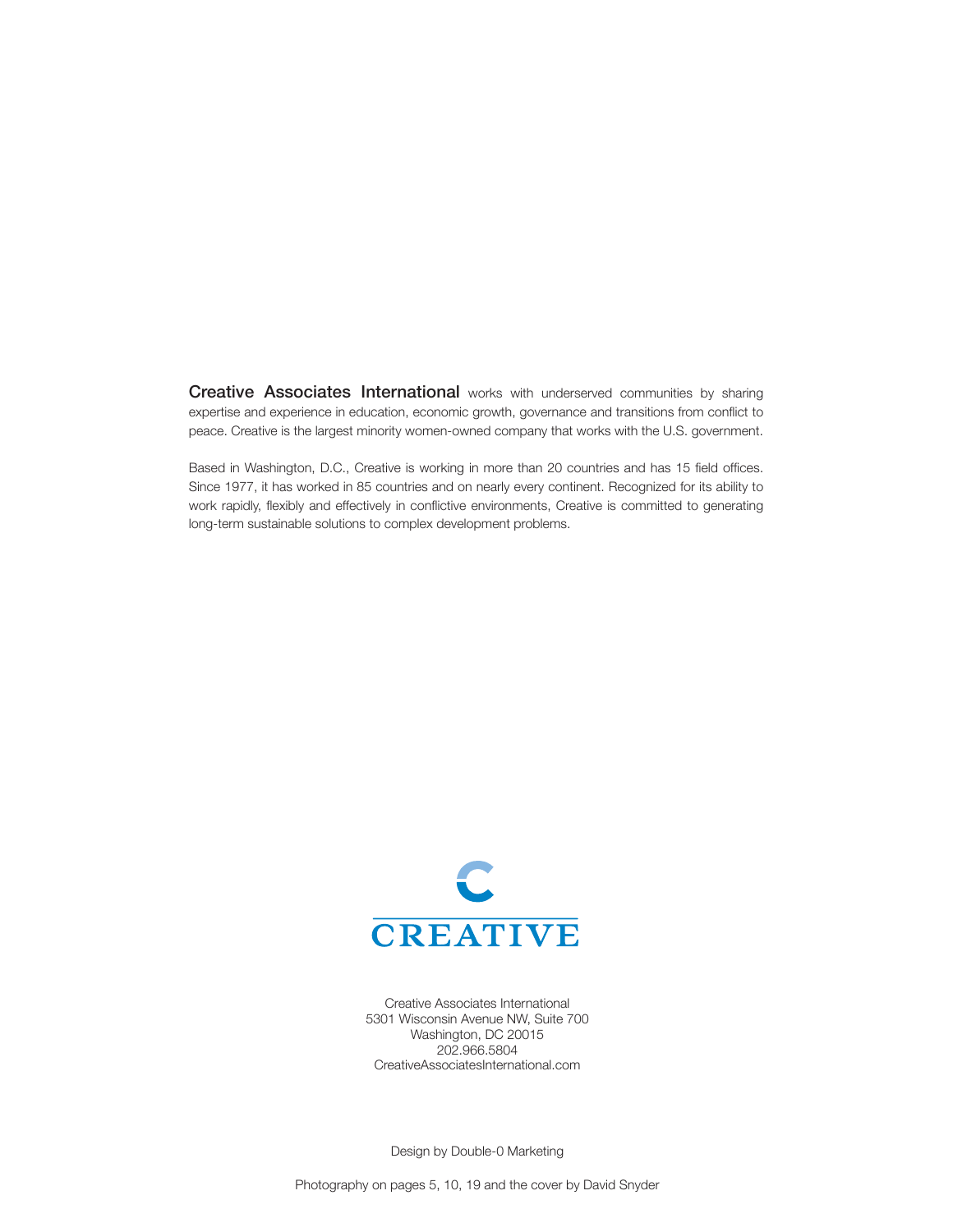**Creative Associates International** works with underserved communities by sharing expertise and experience in education, economic growth, governance and transitions from conflict to peace. Creative is the largest minority women-owned company that works with the U.S. government.

Based in Washington, D.C., Creative is working in more than 20 countries and has 15 field offices. Since 1977, it has worked in 85 countries and on nearly every continent. Recognized for its ability to work rapidly, flexibly and effectively in conflictive environments, Creative is committed to generating long-term sustainable solutions to complex development problems.

CREATIVE

Creative Associates International
5301 Wisconsin Avenue NW, Suite 700
Washington, DC 20015
202.966.5804
CreativeAssociatesInternational.com

Design by Double-0 Marketing

Photography on pages 5, 10, 19 and the cover by David Snyder